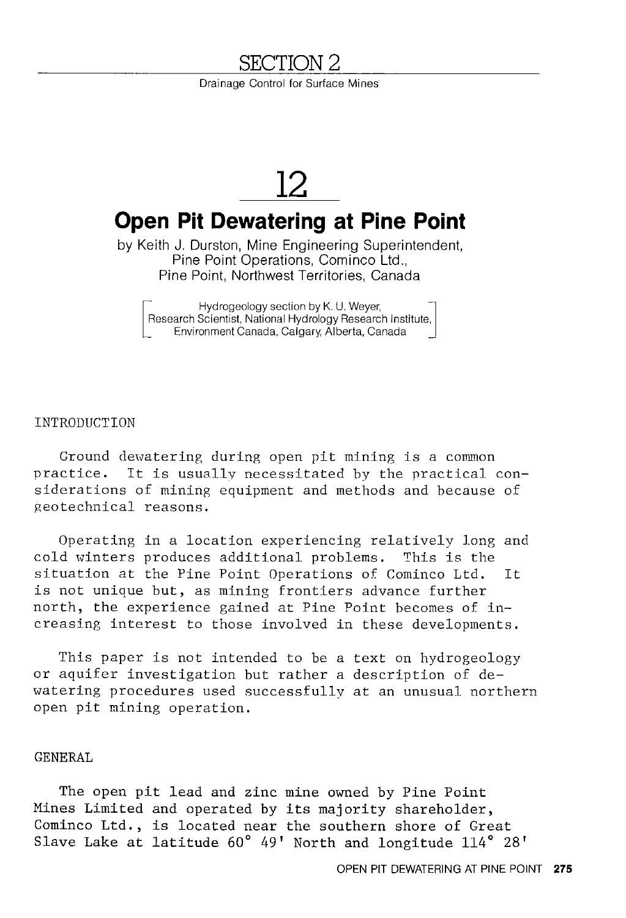# SECTION 2

Drainage Control for Surface Mines

# 12

## Open Pit Dewatering at Pine Point

by Keith J. Durston, Mine Engineering Superintendent,
Pine Point Operations, Cominco Ltd.,
Pine Point, Northwest Territories, Canada

[Hydrogeology section by K. U. Weyer,
Research Scientist, National Hydrology Research Institute,
Environment Canada, Calgary, Alberta, Canada]

### INTRODUCTION

Ground dewatering during open pit mining is a common practice. It is usually necessitated by the practical considerations of mining equipment and methods and because of geotechnical reasons.

Operating in a location experiencing relatively long and cold winters produces additional problems. This is the situation at the Pine Point Operations of Cominco Ltd. It is not unique but, as mining frontiers advance further north, the experience gained at Pine Point becomes of increasing interest to those involved in these developments.

This paper is not intended to be a text on hydrogeology or aquifer investigation but rather a description of dewatering procedures used successfully at an unusual northern open pit mining operation.

### GENERAL

The open pit lead and zinc mine owned by Pine Point Mines Limited and operated by its majority shareholder, Cominco Ltd., is located near the southern shore of Great Slave Lake at latitude 60° 49' North and longitude 114° 28'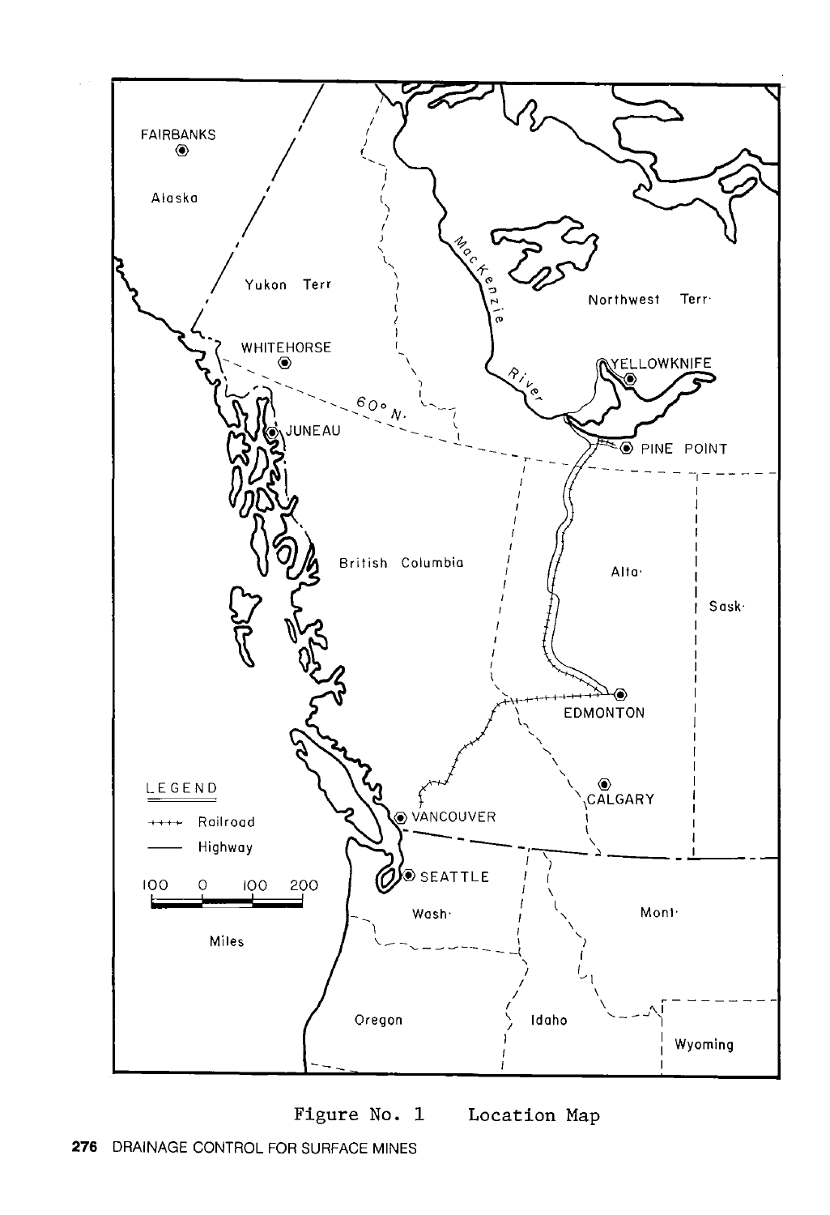Figure No. 1 Location Map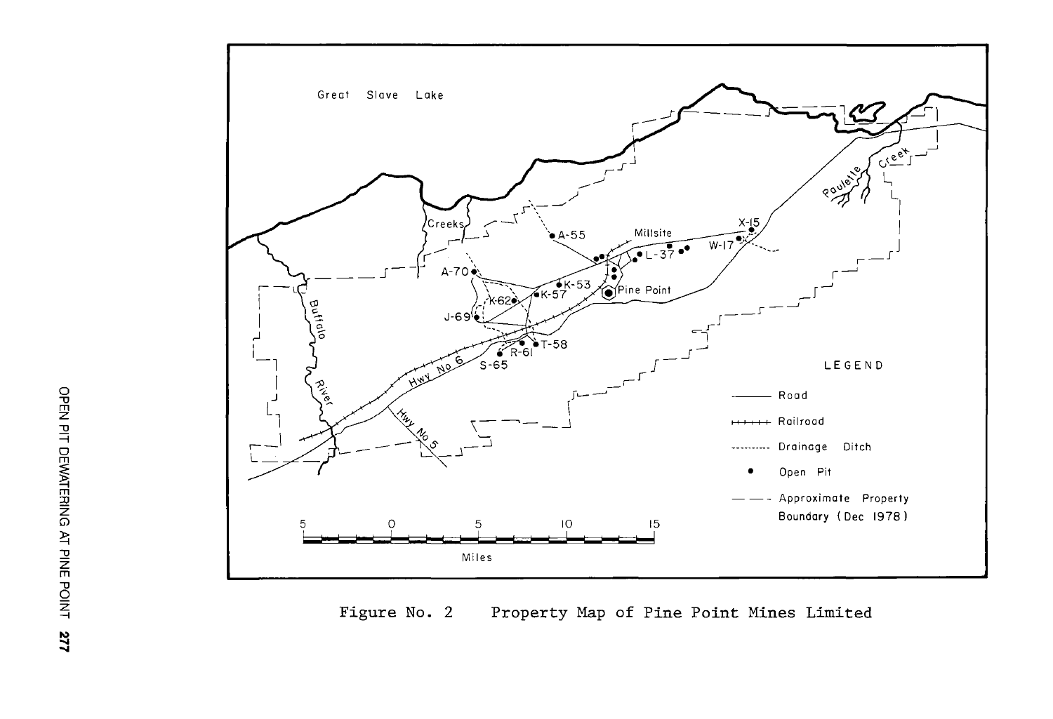Figure No. 2 Property Map of Pine Point Mines Limited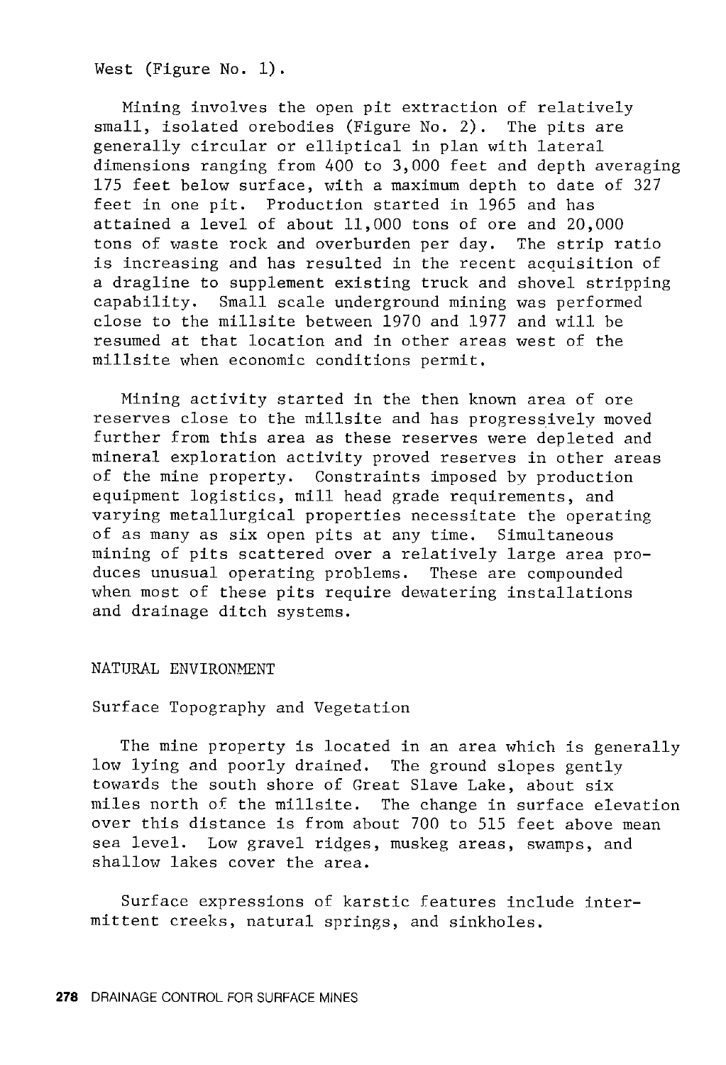West (Figure No. 1).

Mining involves the open pit extraction of relatively small, isolated orebodies (Figure No. 2). The pits are generally circular or elliptical in plan with lateral dimensions ranging from 400 to 3,000 feet and depth averaging 175 feet below surface, with a maximum depth to date of 327 feet in one pit. Production started in 1965 and has attained a level of about 11,000 tons of ore and 20,000 tons of waste rock and overburden per day. The strip ratio is increasing and has resulted in the recent acquisition of a dragline to supplement existing truck and shovel stripping capability. Small scale underground mining was performed close to the millsite between 1970 and 1977 and will be resumed at that location and in other areas west of the millsite when economic conditions permit.

Mining activity started in the then known area of ore reserves close to the millsite and has progressively moved further from this area as these reserves were depleted and mineral exploration activity proved reserves in other areas of the mine property. Constraints imposed by production equipment logistics, mill head grade requirements, and varying metallurgical properties necessitate the operating of as many as six open pits at any time. Simultaneous mining of pits scattered over a relatively large area produces unusual operating problems. These are compounded when most of these pits require dewatering installations and drainage ditch systems.

## NATURAL ENVIRONMENT

### Surface Topography and Vegetation

The mine property is located in an area which is generally low lying and poorly drained. The ground slopes gently towards the south shore of Great Slave Lake, about six miles north of the millsite. The change in surface elevation over this distance is from about 700 to 515 feet above mean sea level. Low gravel ridges, muskeg areas, swamps, and shallow lakes cover the area.

Surface expressions of karstic features include intermittent creeks, natural springs, and sinkholes.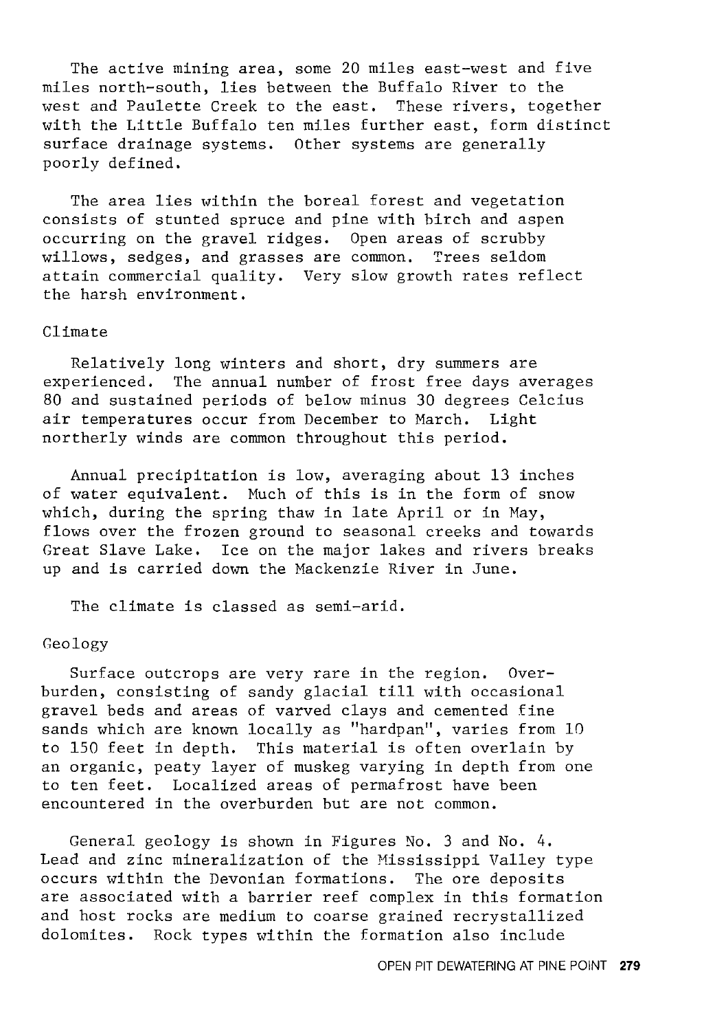The active mining area, some 20 miles east-west and five miles north-south, lies between the Buffalo River to the west and Paulette Creek to the east. These rivers, together with the Little Buffalo ten miles further east, form distinct surface drainage systems. Other systems are generally poorly defined.

The area lies within the boreal forest and vegetation consists of stunted spruce and pine with birch and aspen occurring on the gravel ridges. Open areas of scrubby willows, sedges, and grasses are common. Trees seldom attain commercial quality. Very slow growth rates reflect the harsh environment.

### Climate

Relatively long winters and short, dry summers are experienced. The annual number of frost free days averages 80 and sustained periods of below minus 30 degrees Celcius air temperatures occur from December to March. Light northerly winds are common throughout this period.

Annual precipitation is low, averaging about 13 inches of water equivalent. Much of this is in the form of snow which, during the spring thaw in late April or in May, flows over the frozen ground to seasonal creeks and towards Great Slave Lake. Ice on the major lakes and rivers breaks up and is carried down the Mackenzie River in June.

The climate is classed as semi-arid.

### Geology

Surface outcrops are very rare in the region. Overburden, consisting of sandy glacial till with occasional gravel beds and areas of varved clays and cemented fine sands which are known locally as "hardpan", varies from 10 to 150 feet in depth. This material is often overlain by an organic, peaty layer of muskeg varying in depth from one to ten feet. Localized areas of permafrost have been encountered in the overburden but are not common.

General geology is shown in Figures No. 3 and No. 4. Lead and zinc mineralization of the Mississippi Valley type occurs within the Devonian formations. The ore deposits are associated with a barrier reef complex in this formation and host rocks are medium to coarse grained recrystallized dolomites. Rock types within the formation also include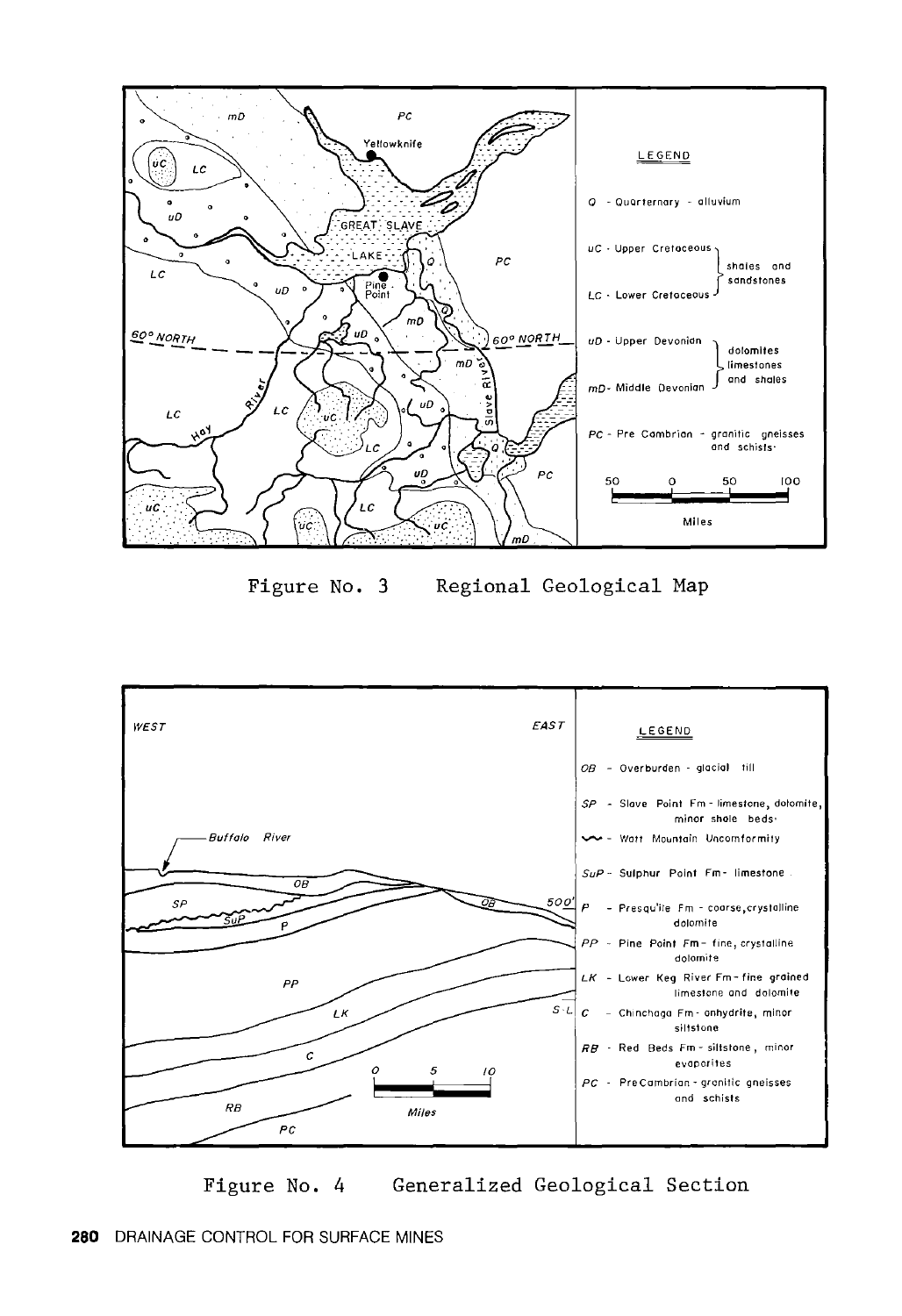LEGEND

- Q - Quarternary - alluvium
- uC - Upper Cretaceous } shales and sandstones
- LC - Lower Cretaceous } shales and sandstones
- uD - Upper Devonian } dolomites limestones and shales
- mD - Middle Devonian } dolomites limestones and shales
- PC - Pre Cambrian - granitic gneisses and schists.

Figure No. 3 Regional Geological Map

LEGEND

- OB - Overburden - glacial till
- SP - Slave Point Fm - limestone, dolomite, minor shale beds.
- Watt Mountain Uncomformity
- SuP - Sulphur Point Fm - limestone
- P - Presqu'ile Fm - coarse, crystalline dolomite
- PP - Pine Point Fm - fine, crystalline dolomite
- LK - Lower Keg River Fm - fine grained limestone and dolomite
- C - Chinchaga Fm - anhydrite, minor siltstone
- RB - Red Beds Fm - siltstone, minor evaporites
- PC - PreCambrian - granitic gneisses and schists

Figure No. 4 Generalized Geological Section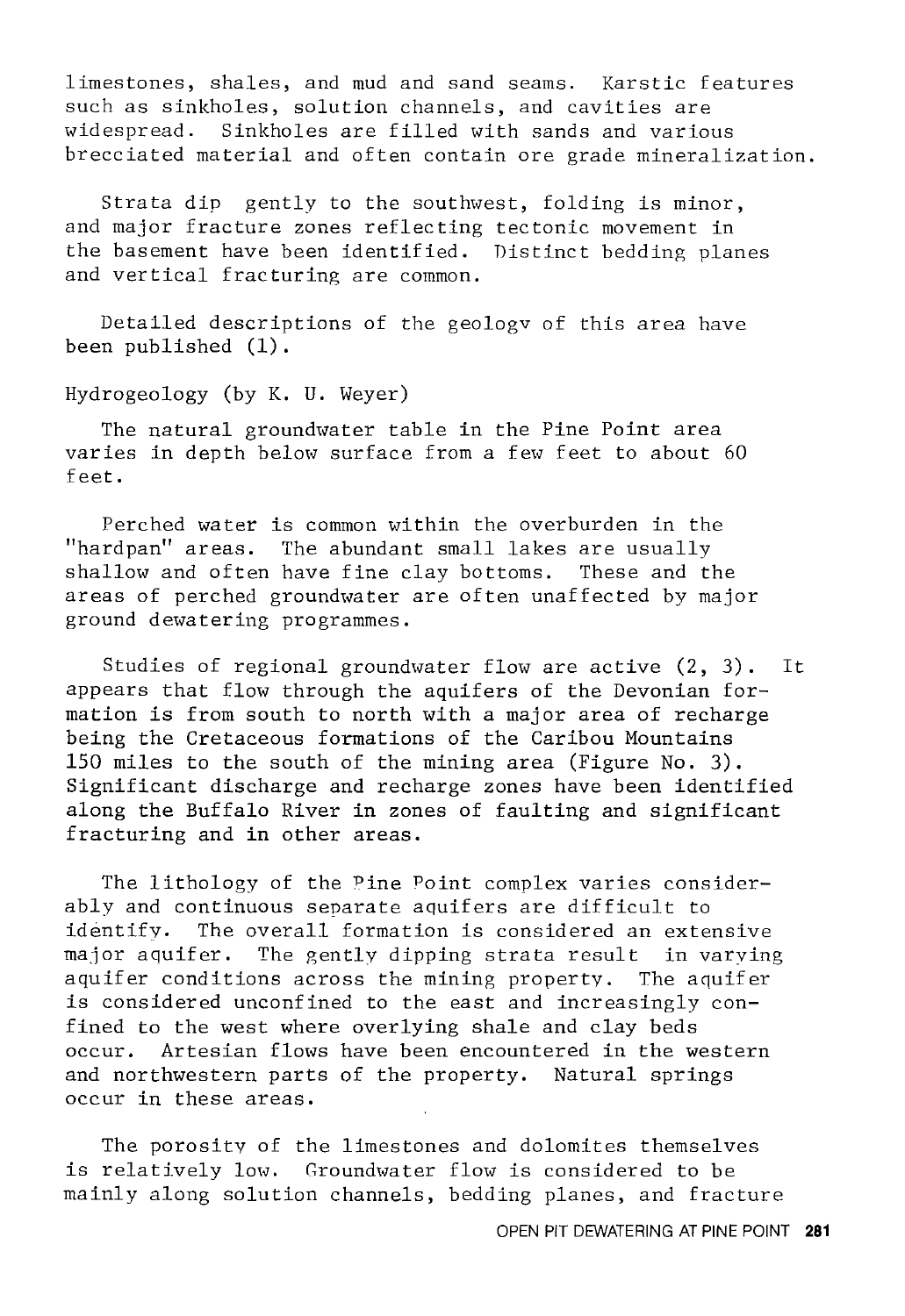limestones, shales, and mud and sand seams. Karstic features such as sinkholes, solution channels, and cavities are widespread. Sinkholes are filled with sands and various brecciated material and often contain ore grade mineralization.

Strata dip gently to the southwest, folding is minor, and major fracture zones reflecting tectonic movement in the basement have been identified. Distinct bedding planes and vertical fracturing are common.

Detailed descriptions of the geology of this area have been published (1).

## Hydrogeology (by K. U. Weyer)

The natural groundwater table in the Pine Point area varies in depth below surface from a few feet to about 60 feet.

Perched water is common within the overburden in the "hardpan" areas. The abundant small lakes are usually shallow and often have fine clay bottoms. These and the areas of perched groundwater are often unaffected by major ground dewatering programmes.

Studies of regional groundwater flow are active (2, 3). It appears that flow through the aquifers of the Devonian formation is from south to north with a major area of recharge being the Cretaceous formations of the Caribou Mountains 150 miles to the south of the mining area (Figure No. 3). Significant discharge and recharge zones have been identified along the Buffalo River in zones of faulting and significant fracturing and in other areas.

The lithology of the Pine Point complex varies considerably and continuous separate aquifers are difficult to identify. The overall formation is considered an extensive major aquifer. The gently dipping strata result in varying aquifer conditions across the mining property. The aquifer is considered unconfined to the east and increasingly confined to the west where overlying shale and clay beds occur. Artesian flows have been encountered in the western and northwestern parts of the property. Natural springs occur in these areas.

The porosity of the limestones and dolomites themselves is relatively low. Groundwater flow is considered to be mainly along solution channels, bedding planes, and fracture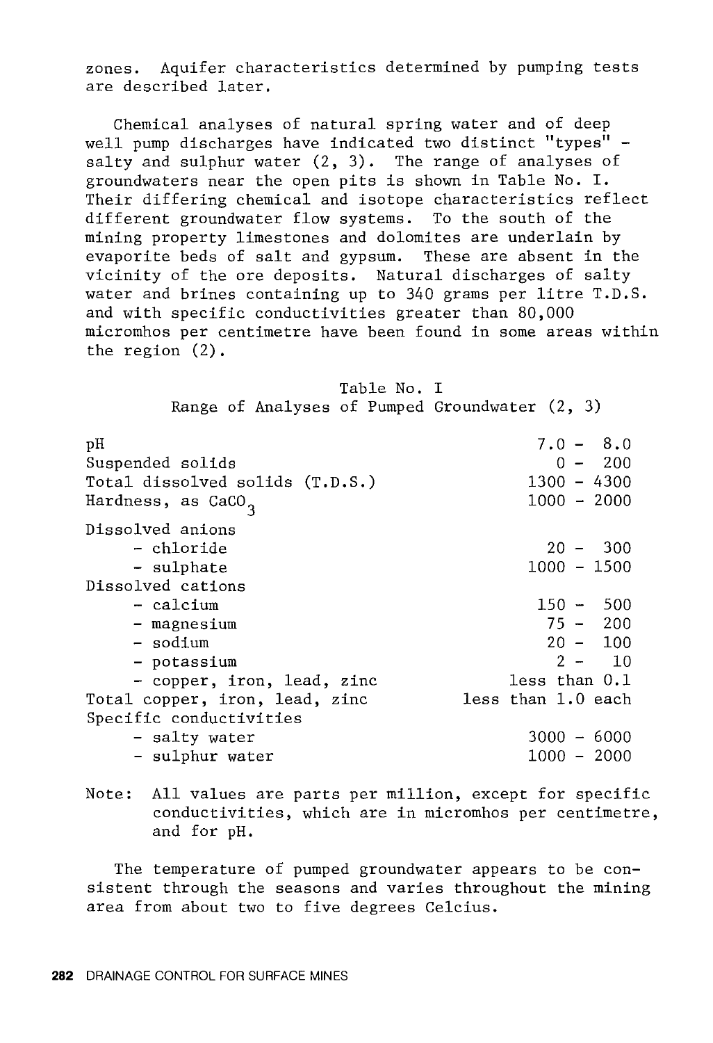zones. Aquifer characteristics determined by pumping tests are described later.

Chemical analyses of natural spring water and of deep well pump discharges have indicated two distinct "types" - salty and sulphur water (2, 3). The range of analyses of groundwaters near the open pits is shown in Table No. I. Their differing chemical and isotope characteristics reflect different groundwater flow systems. To the south of the mining property limestones and dolomites are underlain by evaporite beds of salt and gypsum. These are absent in the vicinity of the ore deposits. Natural discharges of salty water and brines containing up to 340 grams per litre T.D.S. and with specific conductivities greater than 80,000 micromhos per centimetre have been found in some areas within the region (2).

Table No. I
Range of Analyses of Pumped Groundwater (2, 3)

| | |
|---|---|
| pH | 7.0 - 8.0 |
| Suspended solids | 0 - 200 |
| Total dissolved solids (T.D.S.) | 1300 - 4300 |
| Hardness, as $CaCO_3$ | 1000 - 2000 |
| Dissolved anions | |
| - chloride | 20 - 300 |
| - sulphate | 1000 - 1500 |
| Dissolved cations | |
| - calcium | 150 - 500 |
| - magnesium | 75 - 200 |
| - sodium | 20 - 100 |
| - potassium | 2 - 10 |
| - copper, iron, lead, zinc | less than 0.1 |
| Total copper, iron, lead, zinc | less than 1.0 each |
| Specific conductivities | |
| - salty water | 3000 - 6000 |
| - sulphur water | 1000 - 2000 |

Note: All values are parts per million, except for specific conductivities, which are in micromhos per centimetre, and for pH.

The temperature of pumped groundwater appears to be consistent through the seasons and varies throughout the mining area from about two to five degrees Celcius.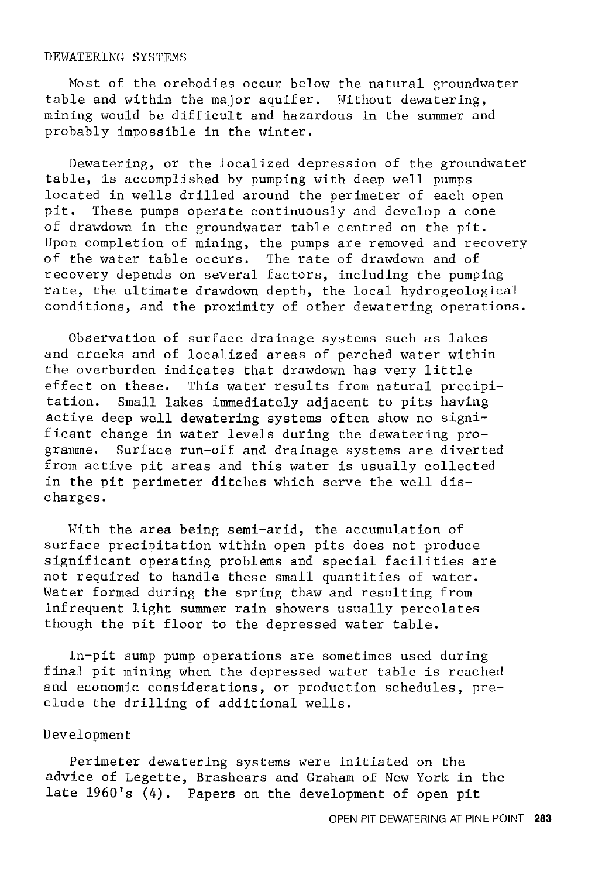## DEWATERING SYSTEMS

Most of the orebodies occur below the natural groundwater table and within the major aquifer. Without dewatering, mining would be difficult and hazardous in the summer and probably impossible in the winter.

Dewatering, or the localized depression of the groundwater table, is accomplished by pumping with deep well pumps located in wells drilled around the perimeter of each open pit. These pumps operate continuously and develop a cone of drawdown in the groundwater table centred on the pit. Upon completion of mining, the pumps are removed and recovery of the water table occurs. The rate of drawdown and of recovery depends on several factors, including the pumping rate, the ultimate drawdown depth, the local hydrogeological conditions, and the proximity of other dewatering operations.

Observation of surface drainage systems such as lakes and creeks and of localized areas of perched water within the overburden indicates that drawdown has very little effect on these. This water results from natural precipitation. Small lakes immediately adjacent to pits having active deep well dewatering systems often show no significant change in water levels during the dewatering programme. Surface run-off and drainage systems are diverted from active pit areas and this water is usually collected in the pit perimeter ditches which serve the well discharges.

With the area being semi-arid, the accumulation of surface precipitation within open pits does not produce significant operating problems and special facilities are not required to handle these small quantities of water. Water formed during the spring thaw and resulting from infrequent light summer rain showers usually percolates though the pit floor to the depressed water table.

In-pit sump pump operations are sometimes used during final pit mining when the depressed water table is reached and economic considerations, or production schedules, preclude the drilling of additional wells.

### Development

Perimeter dewatering systems were initiated on the advice of Legette, Brashears and Graham of New York in the late 1960's (4). Papers on the development of open pit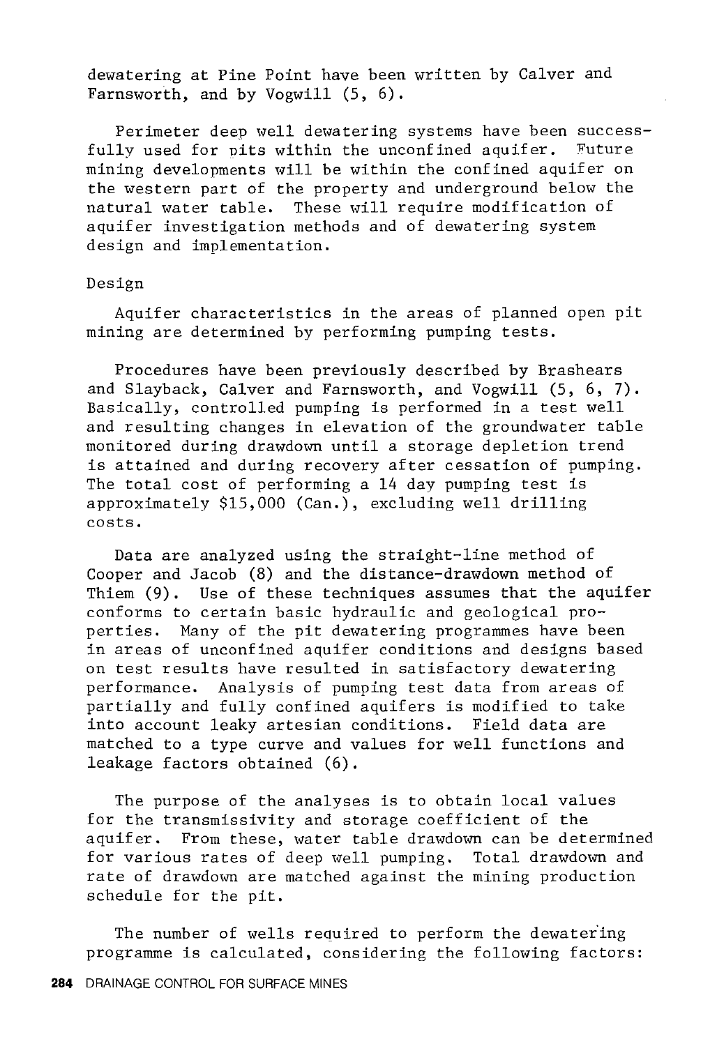dewatering at Pine Point have been written by Calver and Farnsworth, and by Vogwill (5, 6).

Perimeter deep well dewatering systems have been successfully used for pits within the unconfined aquifer. Future mining developments will be within the confined aquifer on the western part of the property and underground below the natural water table. These will require modification of aquifer investigation methods and of dewatering system design and implementation.

## Design

Aquifer characteristics in the areas of planned open pit mining are determined by performing pumping tests.

Procedures have been previously described by Brashears and Slayback, Calver and Farnsworth, and Vogwill (5, 6, 7). Basically, controlled pumping is performed in a test well and resulting changes in elevation of the groundwater table monitored during drawdown until a storage depletion trend is attained and during recovery after cessation of pumping. The total cost of performing a 14 day pumping test is approximately $15,000 (Can.), excluding well drilling costs.

Data are analyzed using the straight-line method of Cooper and Jacob (8) and the distance-drawdown method of Thiem (9). Use of these techniques assumes that the aquifer conforms to certain basic hydraulic and geological properties. Many of the pit dewatering programmes have been in areas of unconfined aquifer conditions and designs based on test results have resulted in satisfactory dewatering performance. Analysis of pumping test data from areas of partially and fully confined aquifers is modified to take into account leaky artesian conditions. Field data are matched to a type curve and values for well functions and leakage factors obtained (6).

The purpose of the analyses is to obtain local values for the transmissivity and storage coefficient of the aquifer. From these, water table drawdown can be determined for various rates of deep well pumping. Total drawdown and rate of drawdown are matched against the mining production schedule for the pit.

The number of wells required to perform the dewatering programme is calculated, considering the following factors: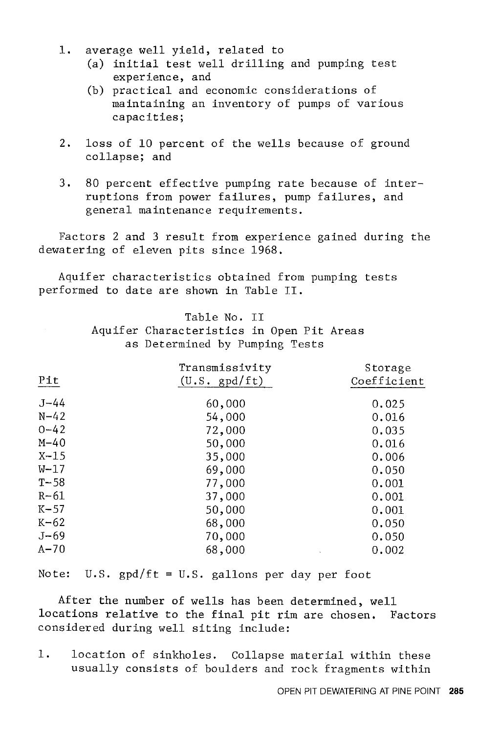1. average well yield, related to
   (a) initial test well drilling and pumping test experience, and
   (b) practical and economic considerations of maintaining an inventory of pumps of various capacities;

2. loss of 10 percent of the wells because of ground collapse; and

3. 80 percent effective pumping rate because of interruptions from power failures, pump failures, and general maintenance requirements.

Factors 2 and 3 result from experience gained during the dewatering of eleven pits since 1968.

Aquifer characteristics obtained from pumping tests performed to date are shown in Table II.

Table No. II
Aquifer Characteristics in Open Pit Areas as Determined by Pumping Tests

| Pit | Transmissivity (U.S. gpd/ft) | Storage Coefficient |
|---|---|---|
| J-44 | 60,000 | 0.025 |
| N-42 | 54,000 | 0.016 |
| O-42 | 72,000 | 0.035 |
| M-40 | 50,000 | 0.016 |
| X-15 | 35,000 | 0.006 |
| W-17 | 69,000 | 0.050 |
| T-58 | 77,000 | 0.001 |
| R-61 | 37,000 | 0.001 |
| K-57 | 50,000 | 0.001 |
| K-62 | 68,000 | 0.050 |
| J-69 | 70,000 | 0.050 |
| A-70 | 68,000 | 0.002 |

Note: U.S. gpd/ft = U.S. gallons per day per foot

After the number of wells has been determined, well locations relative to the final pit rim are chosen. Factors considered during well siting include:

1. location of sinkholes. Collapse material within these usually consists of boulders and rock fragments within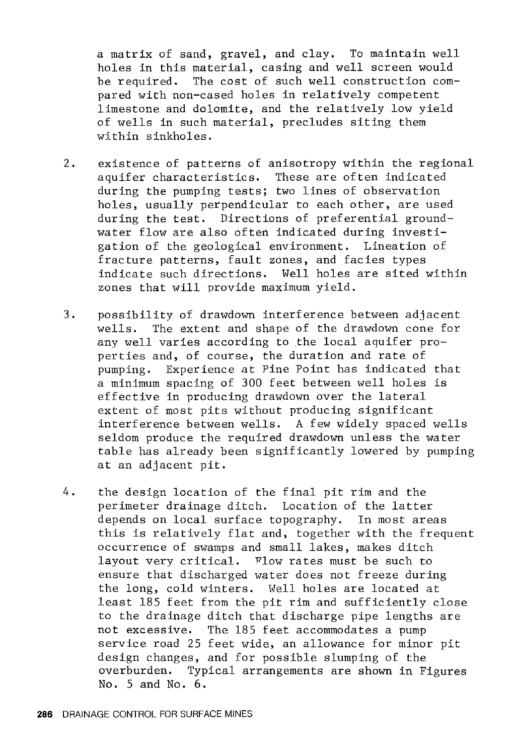a matrix of sand, gravel, and clay. To maintain well holes in this material, casing and well screen would be required. The cost of such well construction compared with non-cased holes in relatively competent limestone and dolomite, and the relatively low yield of wells in such material, precludes siting them within sinkholes.

2. existence of patterns of anisotropy within the regional aquifer characteristics. These are often indicated during the pumping tests; two lines of observation holes, usually perpendicular to each other, are used during the test. Directions of preferential groundwater flow are also often indicated during investigation of the geological environment. Lineation of fracture patterns, fault zones, and facies types indicate such directions. Well holes are sited within zones that will provide maximum yield.

3. possibility of drawdown interference between adjacent wells. The extent and shape of the drawdown cone for any well varies according to the local aquifer properties and, of course, the duration and rate of pumping. Experience at Pine Point has indicated that a minimum spacing of 300 feet between well holes is effective in producing drawdown over the lateral extent of most pits without producing significant interference between wells. A few widely spaced wells seldom produce the required drawdown unless the water table has already been significantly lowered by pumping at an adjacent pit.

4. the design location of the final pit rim and the perimeter drainage ditch. Location of the latter depends on local surface topography. In most areas this is relatively flat and, together with the frequent occurrence of swamps and small lakes, makes ditch layout very critical. Flow rates must be such to ensure that discharged water does not freeze during the long, cold winters. Well holes are located at least 185 feet from the pit rim and sufficiently close to the drainage ditch that discharge pipe lengths are not excessive. The 185 feet accommodates a pump service road 25 feet wide, an allowance for minor pit design changes, and for possible slumping of the overburden. Typical arrangements are shown in Figures No. 5 and No. 6.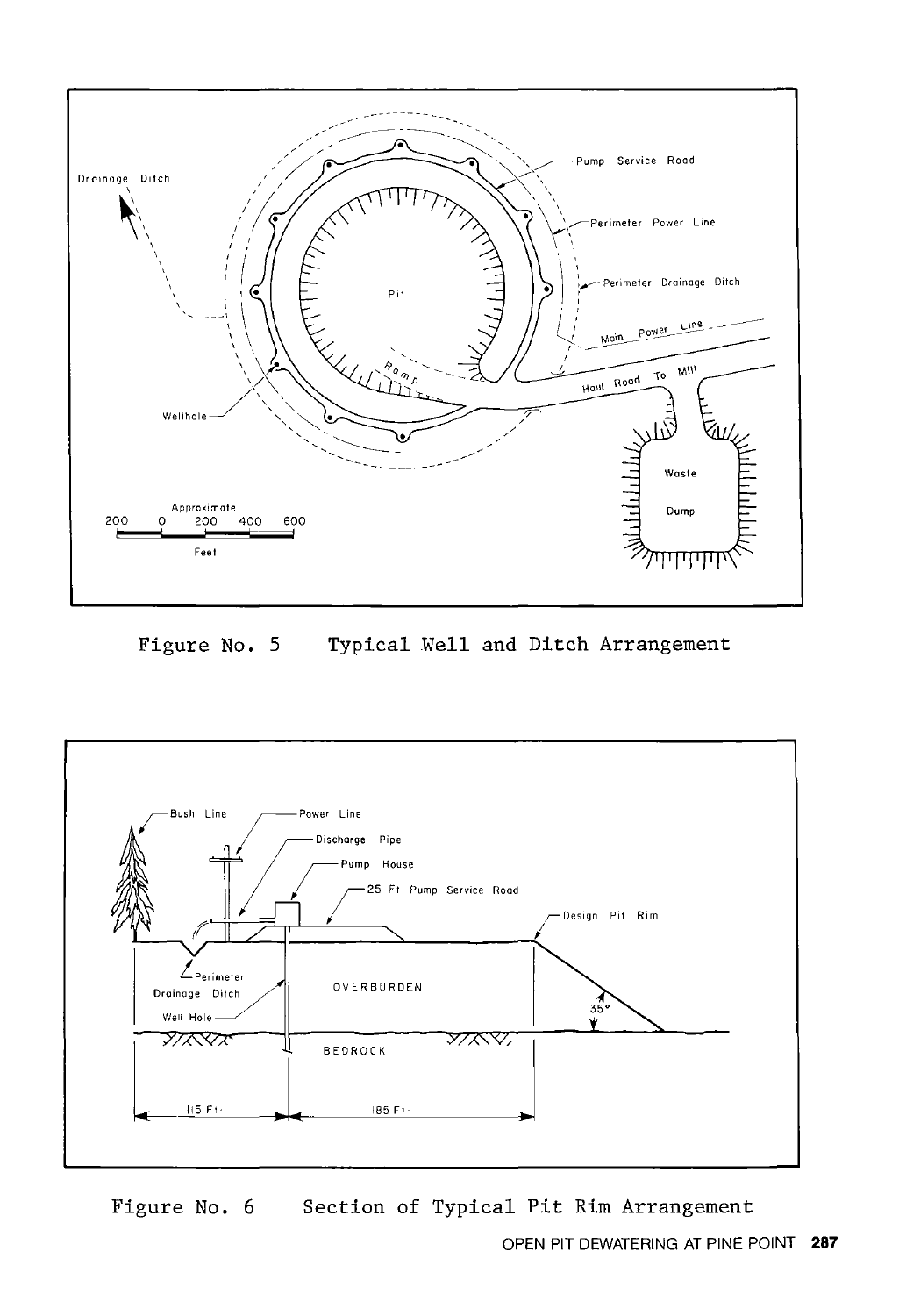Figure No. 5 Typical Well and Ditch Arrangement

Figure No. 6 Section of Typical Pit Rim Arrangement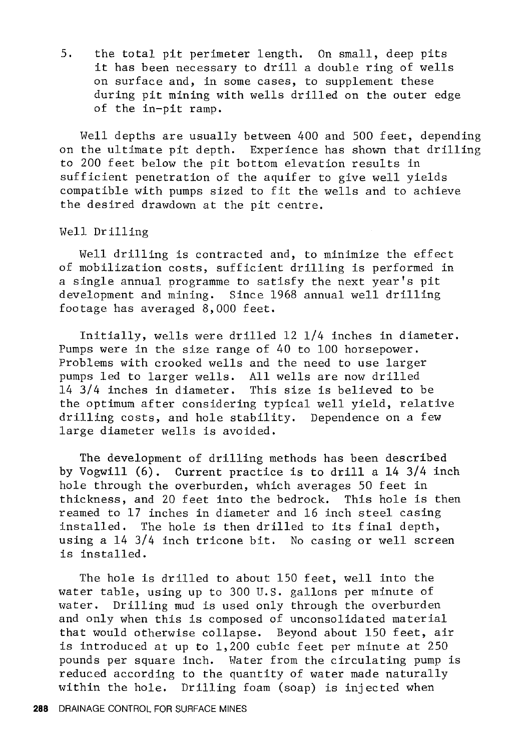5. the total pit perimeter length. On small, deep pits it has been necessary to drill a double ring of wells on surface and, in some cases, to supplement these during pit mining with wells drilled on the outer edge of the in-pit ramp.

Well depths are usually between 400 and 500 feet, depending on the ultimate pit depth. Experience has shown that drilling to 200 feet below the pit bottom elevation results in sufficient penetration of the aquifer to give well yields compatible with pumps sized to fit the wells and to achieve the desired drawdown at the pit centre.

## Well Drilling

Well drilling is contracted and, to minimize the effect of mobilization costs, sufficient drilling is performed in a single annual programme to satisfy the next year's pit development and mining. Since 1968 annual well drilling footage has averaged 8,000 feet.

Initially, wells were drilled 12 1/4 inches in diameter. Pumps were in the size range of 40 to 100 horsepower. Problems with crooked wells and the need to use larger pumps led to larger wells. All wells are now drilled 14 3/4 inches in diameter. This size is believed to be the optimum after considering typical well yield, relative drilling costs, and hole stability. Dependence on a few large diameter wells is avoided.

The development of drilling methods has been described by Vogwill (6). Current practice is to drill a 14 3/4 inch hole through the overburden, which averages 50 feet in thickness, and 20 feet into the bedrock. This hole is then reamed to 17 inches in diameter and 16 inch steel casing installed. The hole is then drilled to its final depth, using a 14 3/4 inch tricone bit. No casing or well screen is installed.

The hole is drilled to about 150 feet, well into the water table, using up to 300 U.S. gallons per minute of water. Drilling mud is used only through the overburden and only when this is composed of unconsolidated material that would otherwise collapse. Beyond about 150 feet, air is introduced at up to 1,200 cubic feet per minute at 250 pounds per square inch. Water from the circulating pump is reduced according to the quantity of water made naturally within the hole. Drilling foam (soap) is injected when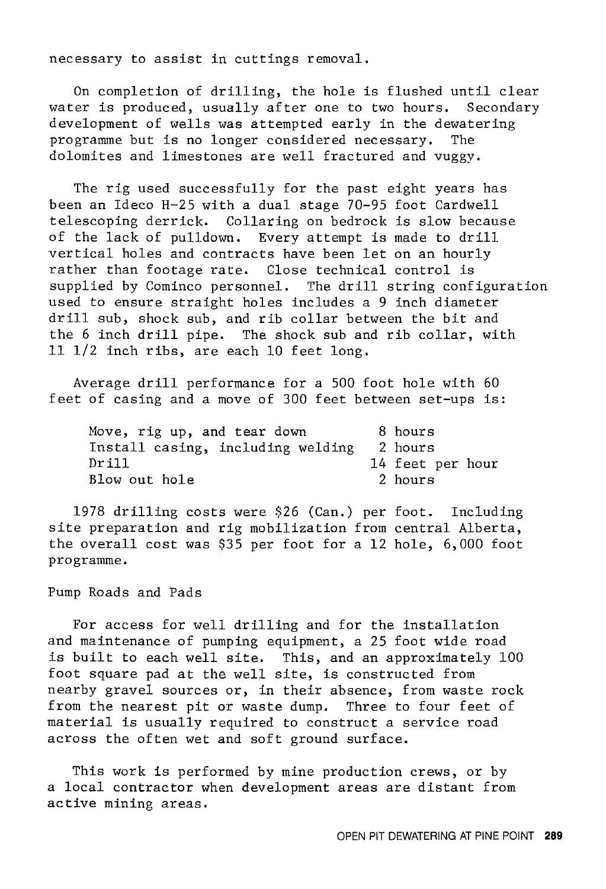necessary to assist in cuttings removal.

On completion of drilling, the hole is flushed until clear water is produced, usually after one to two hours. Secondary development of wells was attempted early in the dewatering programme but is no longer considered necessary. The dolomites and limestones are well fractured and vuggy.

The rig used successfully for the past eight years has been an Ideco H-25 with a dual stage 70-95 foot Cardwell telescoping derrick. Collaring on bedrock is slow because of the lack of pulldown. Every attempt is made to drill vertical holes and contracts have been let on an hourly rather than footage rate. Close technical control is supplied by Cominco personnel. The drill string configuration used to ensure straight holes includes a 9 inch diameter drill sub, shock sub, and rib collar between the bit and the 6 inch drill pipe. The shock sub and rib collar, with 11 1/2 inch ribs, are each 10 feet long.

Average drill performance for a 500 foot hole with 60 feet of casing and a move of 300 feet between set-ups is:

| | |
|---|---|
| Move, rig up, and tear down | 8 hours |
| Install casing, including welding | 2 hours |
| Drill | 14 feet per hour |
| Blow out hole | 2 hours |

1978 drilling costs were $26 (Can.) per foot. Including site preparation and rig mobilization from central Alberta, the overall cost was $35 per foot for a 12 hole, 6,000 foot programme.

### Pump Roads and Pads

For access for well drilling and for the installation and maintenance of pumping equipment, a 25 foot wide road is built to each well site. This, and an approximately 100 foot square pad at the well site, is constructed from nearby gravel sources or, in their absence, from waste rock from the nearest pit or waste dump. Three to four feet of material is usually required to construct a service road across the often wet and soft ground surface.

This work is performed by mine production crews, or by a local contractor when development areas are distant from active mining areas.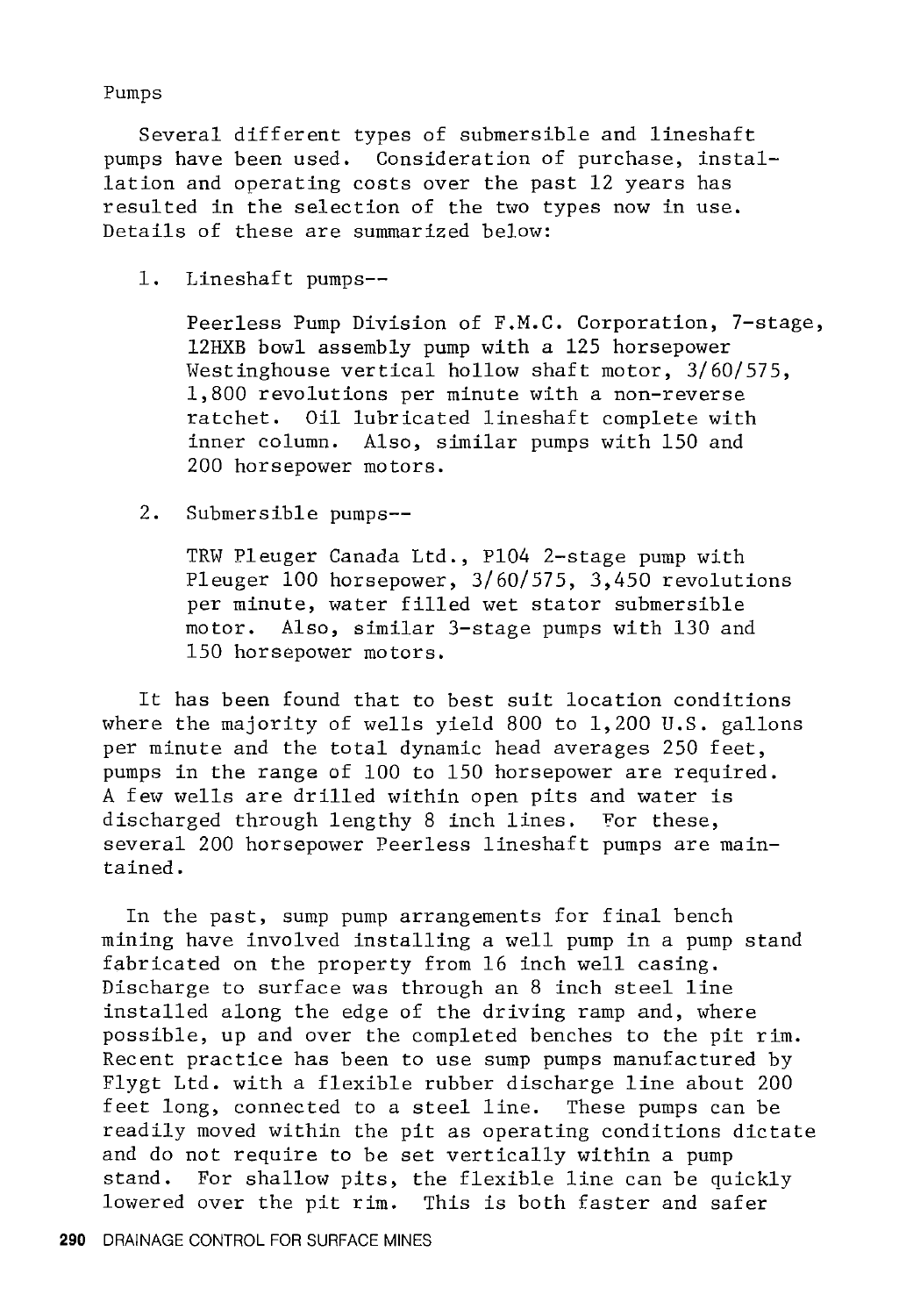Pumps

Several different types of submersible and lineshaft pumps have been used. Consideration of purchase, installation and operating costs over the past 12 years has resulted in the selection of the two types now in use. Details of these are summarized below:

1. Lineshaft pumps--

   Peerless Pump Division of F.M.C. Corporation, 7-stage, 12HXB bowl assembly pump with a 125 horsepower Westinghouse vertical hollow shaft motor, 3/60/575, 1,800 revolutions per minute with a non-reverse ratchet. Oil lubricated lineshaft complete with inner column. Also, similar pumps with 150 and 200 horsepower motors.

2. Submersible pumps--

   TRW Pleuger Canada Ltd., P104 2-stage pump with Pleuger 100 horsepower, 3/60/575, 3,450 revolutions per minute, water filled wet stator submersible motor. Also, similar 3-stage pumps with 130 and 150 horsepower motors.

It has been found that to best suit location conditions where the majority of wells yield 800 to 1,200 U.S. gallons per minute and the total dynamic head averages 250 feet, pumps in the range of 100 to 150 horsepower are required. A few wells are drilled within open pits and water is discharged through lengthy 8 inch lines. For these, several 200 horsepower Peerless lineshaft pumps are maintained.

In the past, sump pump arrangements for final bench mining have involved installing a well pump in a pump stand fabricated on the property from 16 inch well casing. Discharge to surface was through an 8 inch steel line installed along the edge of the driving ramp and, where possible, up and over the completed benches to the pit rim. Recent practice has been to use sump pumps manufactured by Flygt Ltd. with a flexible rubber discharge line about 200 feet long, connected to a steel line. These pumps can be readily moved within the pit as operating conditions dictate and do not require to be set vertically within a pump stand. For shallow pits, the flexible line can be quickly lowered over the pit rim. This is both faster and safer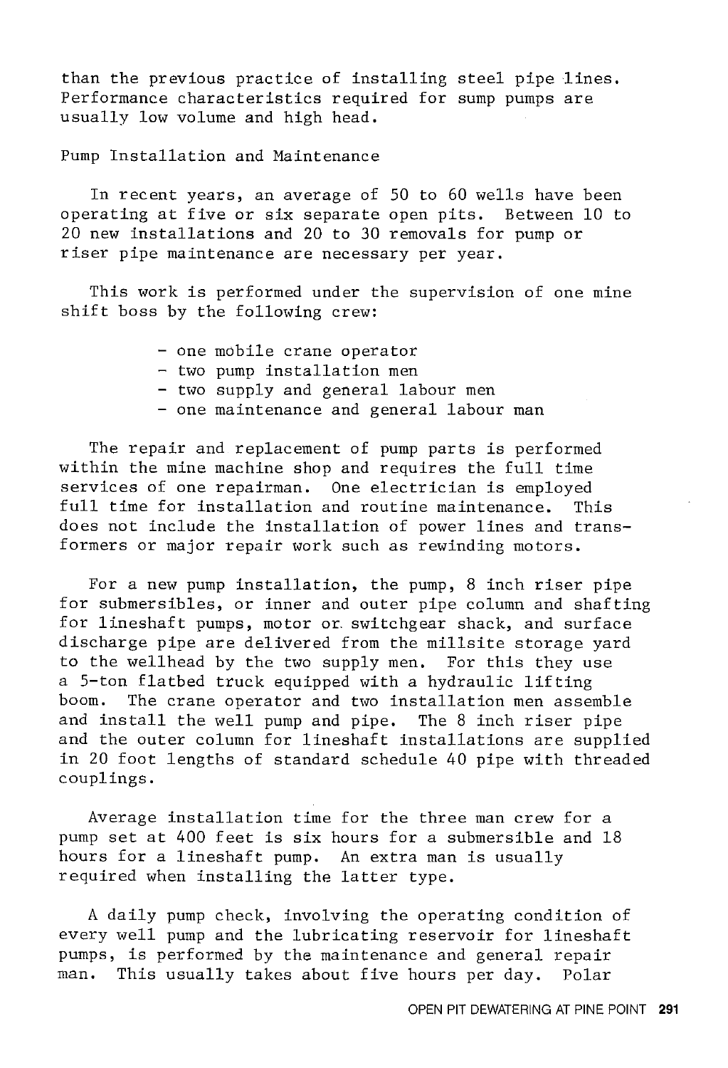than the previous practice of installing steel pipe lines. Performance characteristics required for sump pumps are usually low volume and high head.

## Pump Installation and Maintenance

In recent years, an average of 50 to 60 wells have been operating at five or six separate open pits. Between 10 to 20 new installations and 20 to 30 removals for pump or riser pipe maintenance are necessary per year.

This work is performed under the supervision of one mine shift boss by the following crew:

- one mobile crane operator
- two pump installation men
- two supply and general labour men
- one maintenance and general labour man

The repair and replacement of pump parts is performed within the mine machine shop and requires the full time services of one repairman. One electrician is employed full time for installation and routine maintenance. This does not include the installation of power lines and transformers or major repair work such as rewinding motors.

For a new pump installation, the pump, 8 inch riser pipe for submersibles, or inner and outer pipe column and shafting for lineshaft pumps, motor or switchgear shack, and surface discharge pipe are delivered from the millsite storage yard to the wellhead by the two supply men. For this they use a 5-ton flatbed truck equipped with a hydraulic lifting boom. The crane operator and two installation men assemble and install the well pump and pipe. The 8 inch riser pipe and the outer column for lineshaft installations are supplied in 20 foot lengths of standard schedule 40 pipe with threaded couplings.

Average installation time for the three man crew for a pump set at 400 feet is six hours for a submersible and 18 hours for a lineshaft pump. An extra man is usually required when installing the latter type.

A daily pump check, involving the operating condition of every well pump and the lubricating reservoir for lineshaft pumps, is performed by the maintenance and general repair man. This usually takes about five hours per day. Polar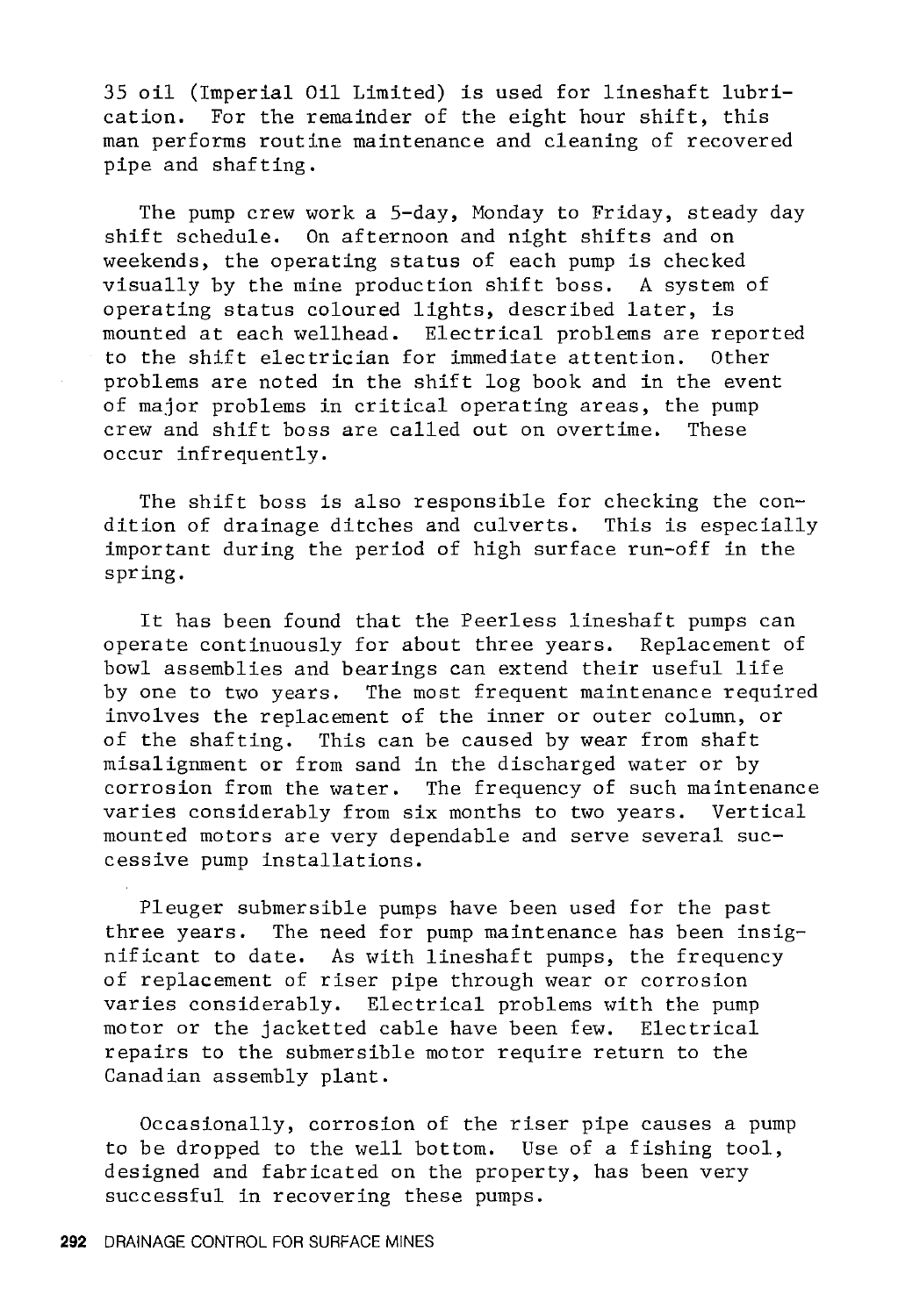35 oil (Imperial Oil Limited) is used for lineshaft lubrication. For the remainder of the eight hour shift, this man performs routine maintenance and cleaning of recovered pipe and shafting.

The pump crew work a 5-day, Monday to Friday, steady day shift schedule. On afternoon and night shifts and on weekends, the operating status of each pump is checked visually by the mine production shift boss. A system of operating status coloured lights, described later, is mounted at each wellhead. Electrical problems are reported to the shift electrician for immediate attention. Other problems are noted in the shift log book and in the event of major problems in critical operating areas, the pump crew and shift boss are called out on overtime. These occur infrequently.

The shift boss is also responsible for checking the condition of drainage ditches and culverts. This is especially important during the period of high surface run-off in the spring.

It has been found that the Peerless lineshaft pumps can operate continuously for about three years. Replacement of bowl assemblies and bearings can extend their useful life by one to two years. The most frequent maintenance required involves the replacement of the inner or outer column, or of the shafting. This can be caused by wear from shaft misalignment or from sand in the discharged water or by corrosion from the water. The frequency of such maintenance varies considerably from six months to two years. Vertical mounted motors are very dependable and serve several successive pump installations.

Pleuger submersible pumps have been used for the past three years. The need for pump maintenance has been insignificant to date. As with lineshaft pumps, the frequency of replacement of riser pipe through wear or corrosion varies considerably. Electrical problems with the pump motor or the jacketted cable have been few. Electrical repairs to the submersible motor require return to the Canadian assembly plant.

Occasionally, corrosion of the riser pipe causes a pump to be dropped to the well bottom. Use of a fishing tool, designed and fabricated on the property, has been very successful in recovering these pumps.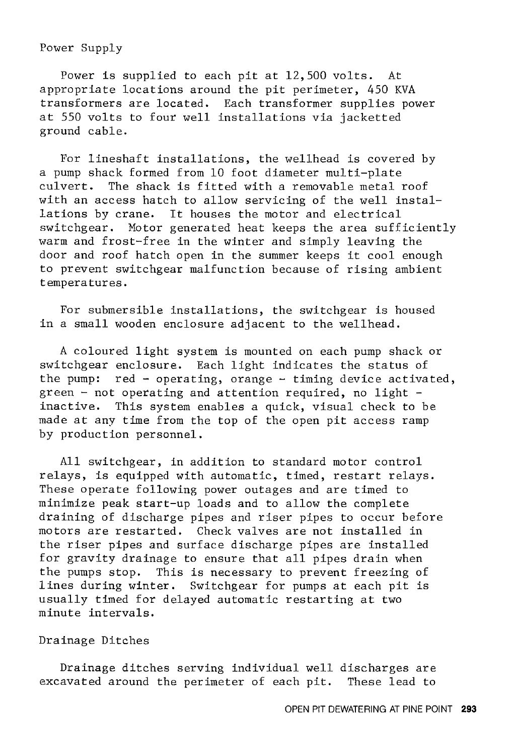## Power Supply

Power is supplied to each pit at 12,500 volts. At appropriate locations around the pit perimeter, 450 KVA transformers are located. Each transformer supplies power at 550 volts to four well installations via jacketted ground cable.

For lineshaft installations, the wellhead is covered by a pump shack formed from 10 foot diameter multi-plate culvert. The shack is fitted with a removable metal roof with an access hatch to allow servicing of the well installations by crane. It houses the motor and electrical switchgear. Motor generated heat keeps the area sufficiently warm and frost-free in the winter and simply leaving the door and roof hatch open in the summer keeps it cool enough to prevent switchgear malfunction because of rising ambient temperatures.

For submersible installations, the switchgear is housed in a small wooden enclosure adjacent to the wellhead.

A coloured light system is mounted on each pump shack or switchgear enclosure. Each light indicates the status of the pump: red - operating, orange - timing device activated, green - not operating and attention required, no light - inactive. This system enables a quick, visual check to be made at any time from the top of the open pit access ramp by production personnel.

All switchgear, in addition to standard motor control relays, is equipped with automatic, timed, restart relays. These operate following power outages and are timed to minimize peak start-up loads and to allow the complete draining of discharge pipes and riser pipes to occur before motors are restarted. Check valves are not installed in the riser pipes and surface discharge pipes are installed for gravity drainage to ensure that all pipes drain when the pumps stop. This is necessary to prevent freezing of lines during winter. Switchgear for pumps at each pit is usually timed for delayed automatic restarting at two minute intervals.

## Drainage Ditches

Drainage ditches serving individual well discharges are excavated around the perimeter of each pit. These lead to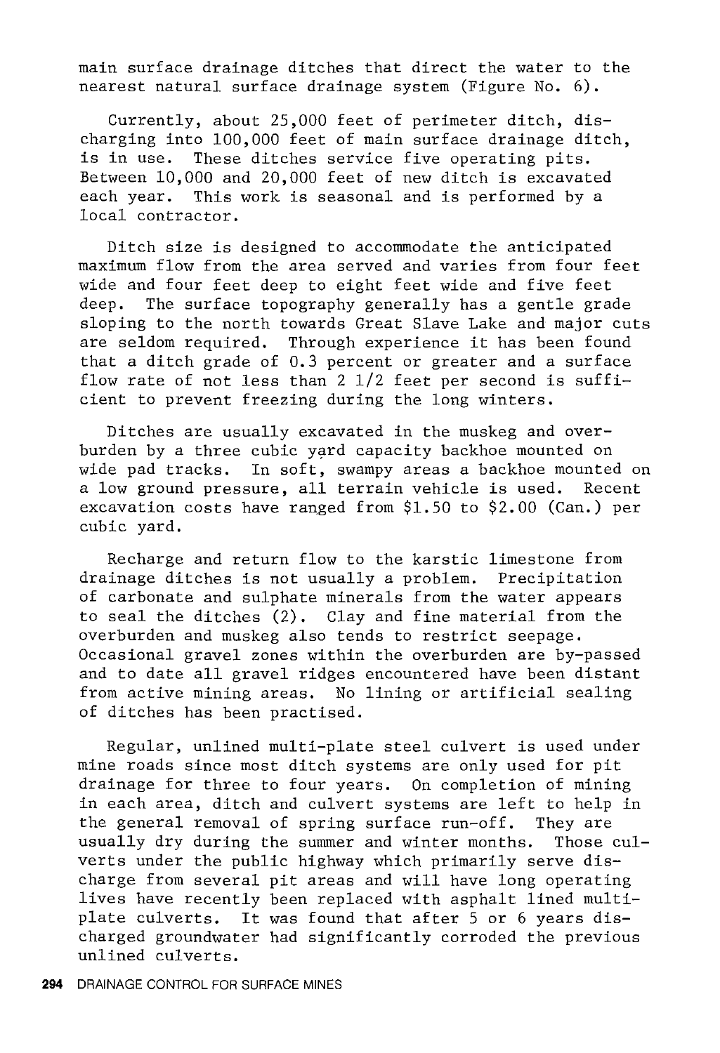main surface drainage ditches that direct the water to the nearest natural surface drainage system (Figure No. 6).

Currently, about 25,000 feet of perimeter ditch, discharging into 100,000 feet of main surface drainage ditch, is in use. These ditches service five operating pits. Between 10,000 and 20,000 feet of new ditch is excavated each year. This work is seasonal and is performed by a local contractor.

Ditch size is designed to accommodate the anticipated maximum flow from the area served and varies from four feet wide and four feet deep to eight feet wide and five feet deep. The surface topography generally has a gentle grade sloping to the north towards Great Slave Lake and major cuts are seldom required. Through experience it has been found that a ditch grade of 0.3 percent or greater and a surface flow rate of not less than 2 1/2 feet per second is sufficient to prevent freezing during the long winters.

Ditches are usually excavated in the muskeg and overburden by a three cubic yard capacity backhoe mounted on wide pad tracks. In soft, swampy areas a backhoe mounted on a low ground pressure, all terrain vehicle is used. Recent excavation costs have ranged from $1.50 to $2.00 (Can.) per cubic yard.

Recharge and return flow to the karstic limestone from drainage ditches is not usually a problem. Precipitation of carbonate and sulphate minerals from the water appears to seal the ditches (2). Clay and fine material from the overburden and muskeg also tends to restrict seepage. Occasional gravel zones within the overburden are by-passed and to date all gravel ridges encountered have been distant from active mining areas. No lining or artificial sealing of ditches has been practised.

Regular, unlined multi-plate steel culvert is used under mine roads since most ditch systems are only used for pit drainage for three to four years. On completion of mining in each area, ditch and culvert systems are left to help in the general removal of spring surface run-off. They are usually dry during the summer and winter months. Those culverts under the public highway which primarily serve discharge from several pit areas and will have long operating lives have recently been replaced with asphalt lined multiplate culverts. It was found that after 5 or 6 years discharged groundwater had significantly corroded the previous unlined culverts.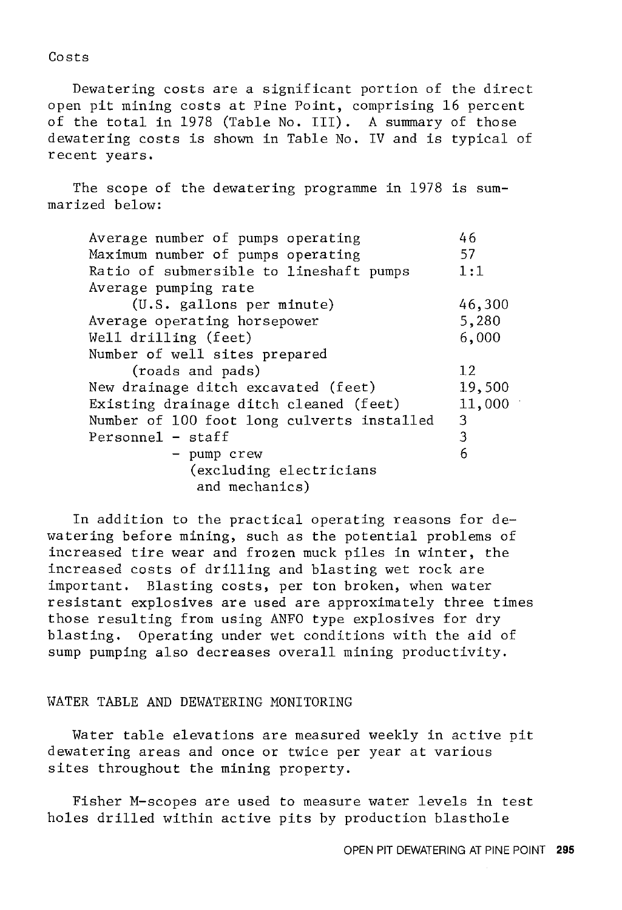## Costs

Dewatering costs are a significant portion of the direct open pit mining costs at Pine Point, comprising 16 percent of the total in 1978 (Table No. III). A summary of those dewatering costs is shown in Table No. IV and is typical of recent years.

The scope of the dewatering programme in 1978 is summarized below:

| | |
|---|---|
| Average number of pumps operating | 46 |
| Maximum number of pumps operating | 57 |
| Ratio of submersible to lineshaft pumps | 1:1 |
| Average pumping rate (U.S. gallons per minute) | 46,300 |
| Average operating horsepower | 5,280 |
| Well drilling (feet) | 6,000 |
| Number of well sites prepared (roads and pads) | 12 |
| New drainage ditch excavated (feet) | 19,500 |
| Existing drainage ditch cleaned (feet) | 11,000 |
| Number of 100 foot long culverts installed | 3 |
| Personnel - staff | 3 |
| - pump crew (excluding electricians and mechanics) | 6 |

In addition to the practical operating reasons for dewatering before mining, such as the potential problems of increased tire wear and frozen muck piles in winter, the increased costs of drilling and blasting wet rock are important. Blasting costs, per ton broken, when water resistant explosives are used are approximately three times those resulting from using ANFO type explosives for dry blasting. Operating under wet conditions with the aid of sump pumping also decreases overall mining productivity.

## WATER TABLE AND DEWATERING MONITORING

Water table elevations are measured weekly in active pit dewatering areas and once or twice per year at various sites throughout the mining property.

Fisher M-scopes are used to measure water levels in test holes drilled within active pits by production blasthole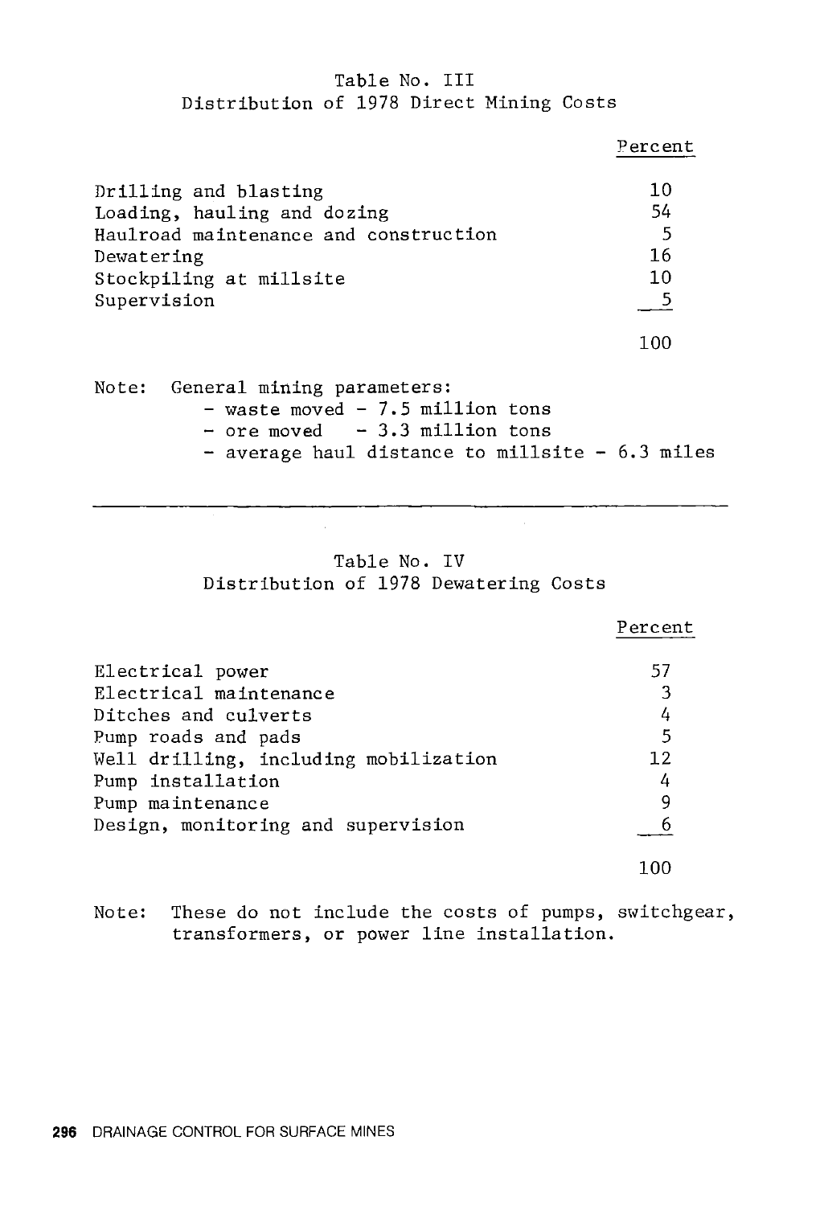Table No. III
Distribution of 1978 Direct Mining Costs

| | Percent |
|---|---|
| Drilling and blasting | 10 |
| Loading, hauling and dozing | 54 |
| Haulroad maintenance and construction | 5 |
| Dewatering | 16 |
| Stockpiling at millsite | 10 |
| Supervision | 5 |
| | 100 |

Note: General mining parameters:
- waste moved - 7.5 million tons
- ore moved - 3.3 million tons
- average haul distance to millsite - 6.3 miles

---

Table No. IV
Distribution of 1978 Dewatering Costs

| | Percent |
|---|---|
| Electrical power | 57 |
| Electrical maintenance | 3 |
| Ditches and culverts | 4 |
| Pump roads and pads | 5 |
| Well drilling, including mobilization | 12 |
| Pump installation | 4 |
| Pump maintenance | 9 |
| Design, monitoring and supervision | 6 |
| | 100 |

Note: These do not include the costs of pumps, switchgear, transformers, or power line installation.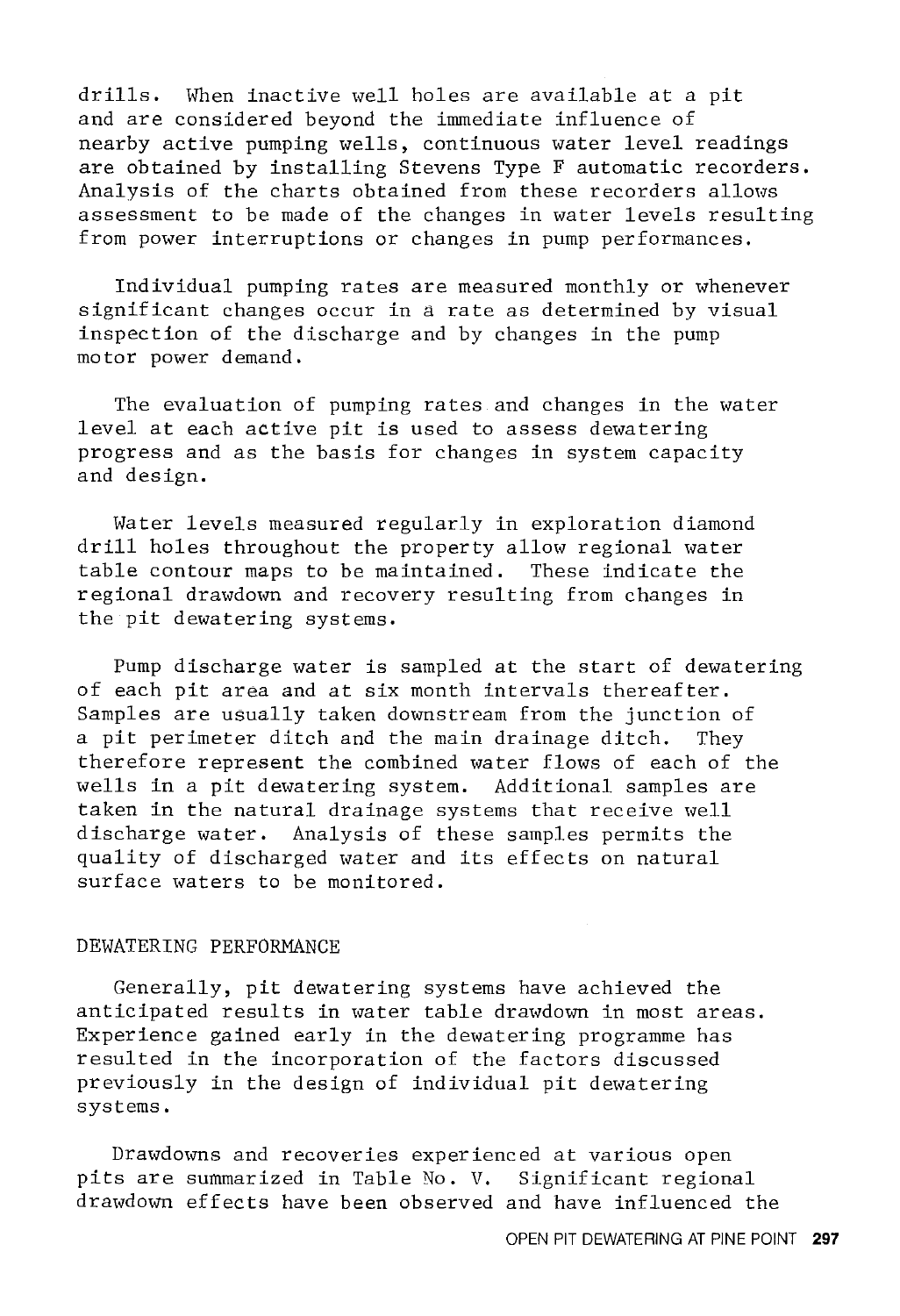drills. When inactive well holes are available at a pit and are considered beyond the immediate influence of nearby active pumping wells, continuous water level readings are obtained by installing Stevens Type F automatic recorders. Analysis of the charts obtained from these recorders allows assessment to be made of the changes in water levels resulting from power interruptions or changes in pump performances.

Individual pumping rates are measured monthly or whenever significant changes occur in a rate as determined by visual inspection of the discharge and by changes in the pump motor power demand.

The evaluation of pumping rates and changes in the water level at each active pit is used to assess dewatering progress and as the basis for changes in system capacity and design.

Water levels measured regularly in exploration diamond drill holes throughout the property allow regional water table contour maps to be maintained. These indicate the regional drawdown and recovery resulting from changes in the pit dewatering systems.

Pump discharge water is sampled at the start of dewatering of each pit area and at six month intervals thereafter. Samples are usually taken downstream from the junction of a pit perimeter ditch and the main drainage ditch. They therefore represent the combined water flows of each of the wells in a pit dewatering system. Additional samples are taken in the natural drainage systems that receive well discharge water. Analysis of these samples permits the quality of discharged water and its effects on natural surface waters to be monitored.

## DEWATERING PERFORMANCE

Generally, pit dewatering systems have achieved the anticipated results in water table drawdown in most areas. Experience gained early in the dewatering programme has resulted in the incorporation of the factors discussed previously in the design of individual pit dewatering systems.

Drawdowns and recoveries experienced at various open pits are summarized in Table No. V. Significant regional drawdown effects have been observed and have influenced the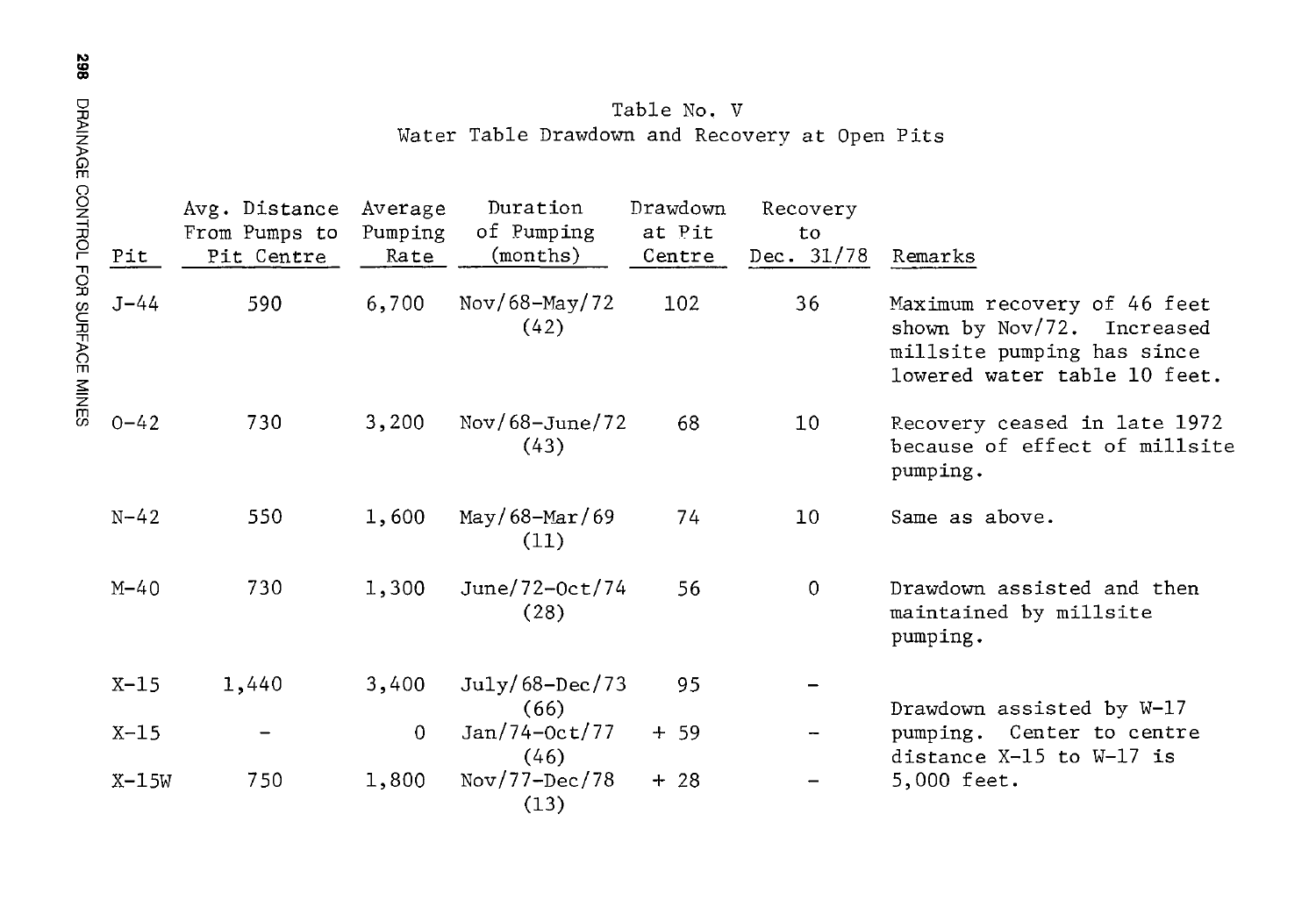Table No. V
Water Table Drawdown and Recovery at Open Pits

| Pit | Avg. Distance From Pumps to Pit Centre | Average Pumping Rate | Duration of Pumping (months) | Drawdown at Pit Centre | Recovery to Dec. 31/78 | Remarks |
|---|---|---|---|---|---|---|
| J-44 | 590 | 6,700 | Nov/68-May/72 (42) | 102 | 36 | Maximum recovery of 46 feet shown by Nov/72. Increased millsite pumping has since lowered water table 10 feet. |
| O-42 | 730 | 3,200 | Nov/68-June/72 (43) | 68 | 10 | Recovery ceased in late 1972 because of effect of millsite pumping. |
| N-42 | 550 | 1,600 | May/68-Mar/69 (11) | 74 | 10 | Same as above. |
| M-40 | 730 | 1,300 | June/72-Oct/74 (28) | 56 | 0 | Drawdown assisted and then maintained by millsite pumping. |
| X-15 | 1,440 | 3,400 | July/68-Dec/73 (66) | 95 | - | Drawdown assisted by W-17 pumping. Center to centre distance X-15 to W-17 is 5,000 feet. |
| X-15 | - | 0 | Jan/74-Oct/77 (46) | + 59 | - | |
| X-15W | 750 | 1,800 | Nov/77-Dec/78 (13) | + 28 | - | |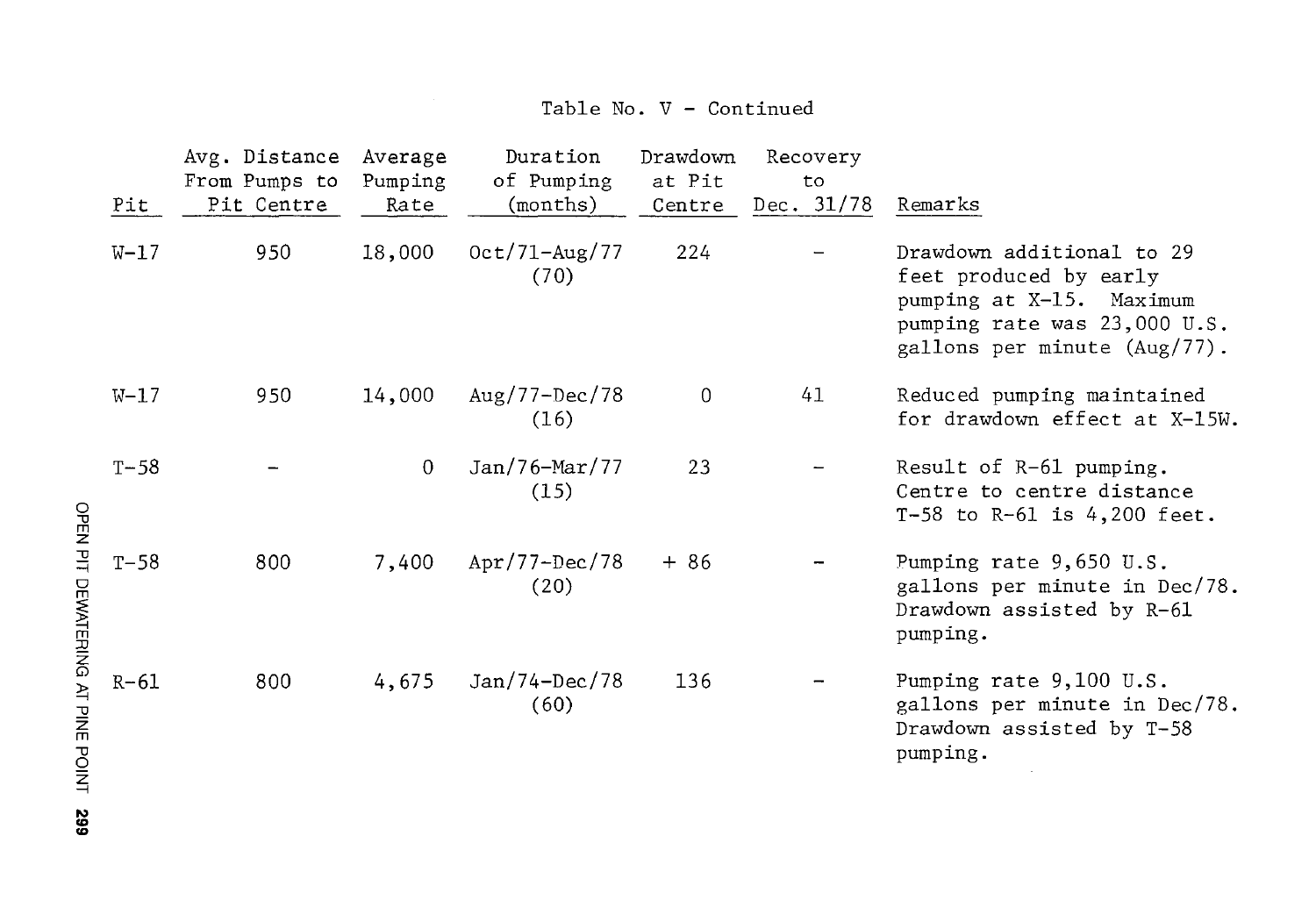Table No. V - Continued

| Pit | Avg. Distance From Pumps to Pit Centre | Average Pumping Rate | Duration of Pumping (months) | Drawdown at Pit Centre | Recovery to Dec. 31/78 | Remarks |
|---|---|---|---|---|---|---|
| W-17 | 950 | 18,000 | Oct/71-Aug/77 (70) | 224 | - | Drawdown additional to 29 feet produced by early pumping at X-15. Maximum pumping rate was 23,000 U.S. gallons per minute (Aug/77). |
| W-17 | 950 | 14,000 | Aug/77-Dec/78 (16) | 0 | 41 | Reduced pumping maintained for drawdown effect at X-15W. |
| T-58 | - | 0 | Jan/76-Mar/77 (15) | 23 | - | Result of R-61 pumping. Centre to centre distance T-58 to R-61 is 4,200 feet. |
| T-58 | 800 | 7,400 | Apr/77-Dec/78 (20) | + 86 | - | Pumping rate 9,650 U.S. gallons per minute in Dec/78. Drawdown assisted by R-61 pumping. |
| R-61 | 800 | 4,675 | Jan/74-Dec/78 (60) | 136 | - | Pumping rate 9,100 U.S. gallons per minute in Dec/78. Drawdown assisted by T-58 pumping. |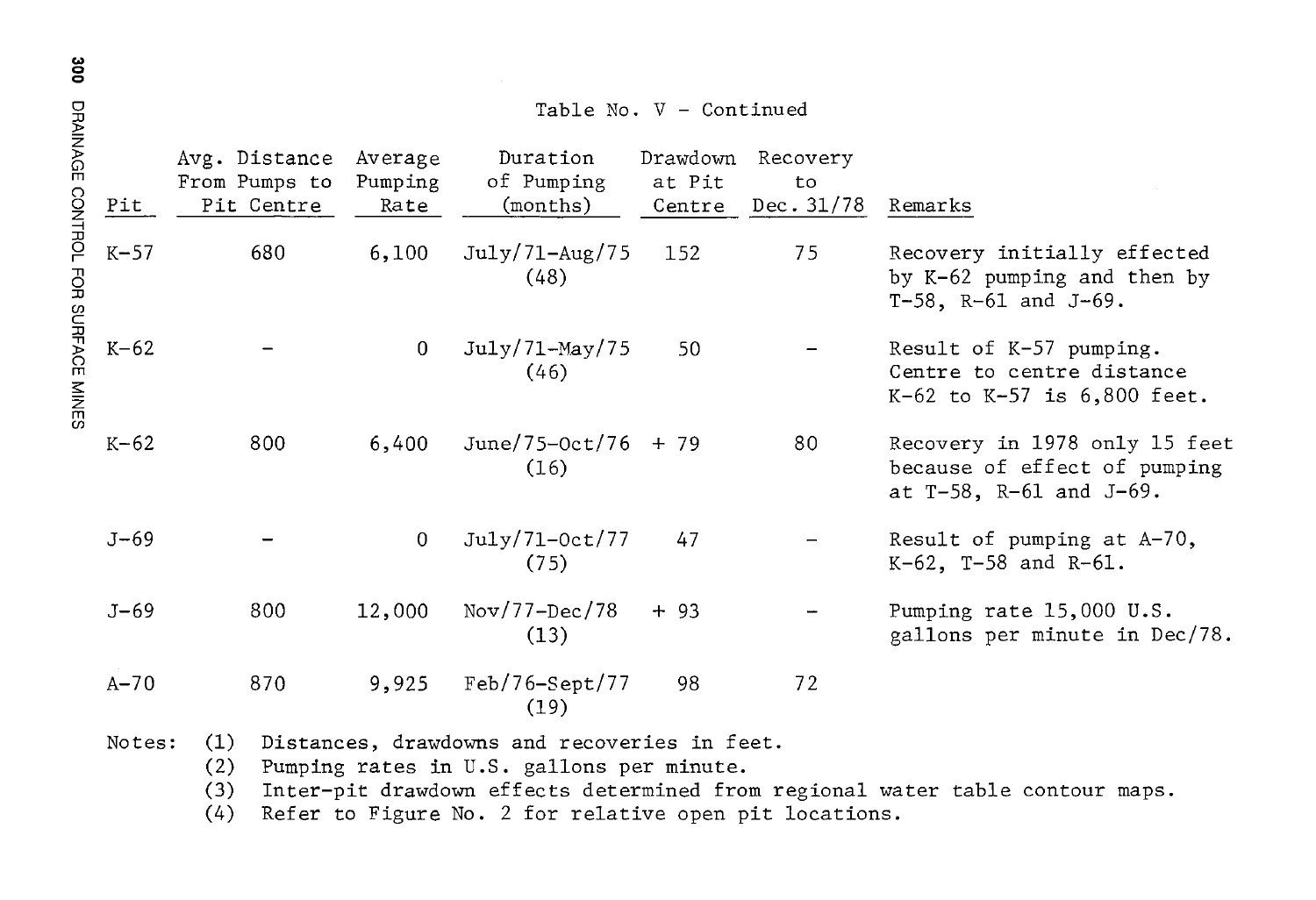Table No. V - Continued

| Pit | Avg. Distance From Pumps to Pit Centre | Average Pumping Rate | Duration of Pumping (months) | Drawdown at Pit Centre | Recovery to Dec. 31/78 | Remarks |
|---|---|---|---|---|---|---|
| K-57 | 680 | 6,100 | July/71-Aug/75 (48) | 152 | 75 | Recovery initially effected by K-62 pumping and then by T-58, R-61 and J-69. |
| K-62 | - | 0 | July/71-May/75 (46) | 50 | - | Result of K-57 pumping. Centre to centre distance K-62 to K-57 is 6,800 feet. |
| K-62 | 800 | 6,400 | June/75-Oct/76 (16) | + 79 | 80 | Recovery in 1978 only 15 feet because of effect of pumping at T-58, R-61 and J-69. |
| J-69 | - | 0 | July/71-Oct/77 (75) | 47 | - | Result of pumping at A-70, K-62, T-58 and R-61. |
| J-69 | 800 | 12,000 | Nov/77-Dec/78 (13) | + 93 | - | Pumping rate 15,000 U.S. gallons per minute in Dec/78. |
| A-70 | 870 | 9,925 | Feb/76-Sept/77 (19) | 98 | 72 | |

Notes: (1) Distances, drawdowns and recoveries in feet.
(2) Pumping rates in U.S. gallons per minute.
(3) Inter-pit drawdown effects determined from regional water table contour maps.
(4) Refer to Figure No. 2 for relative open pit locations.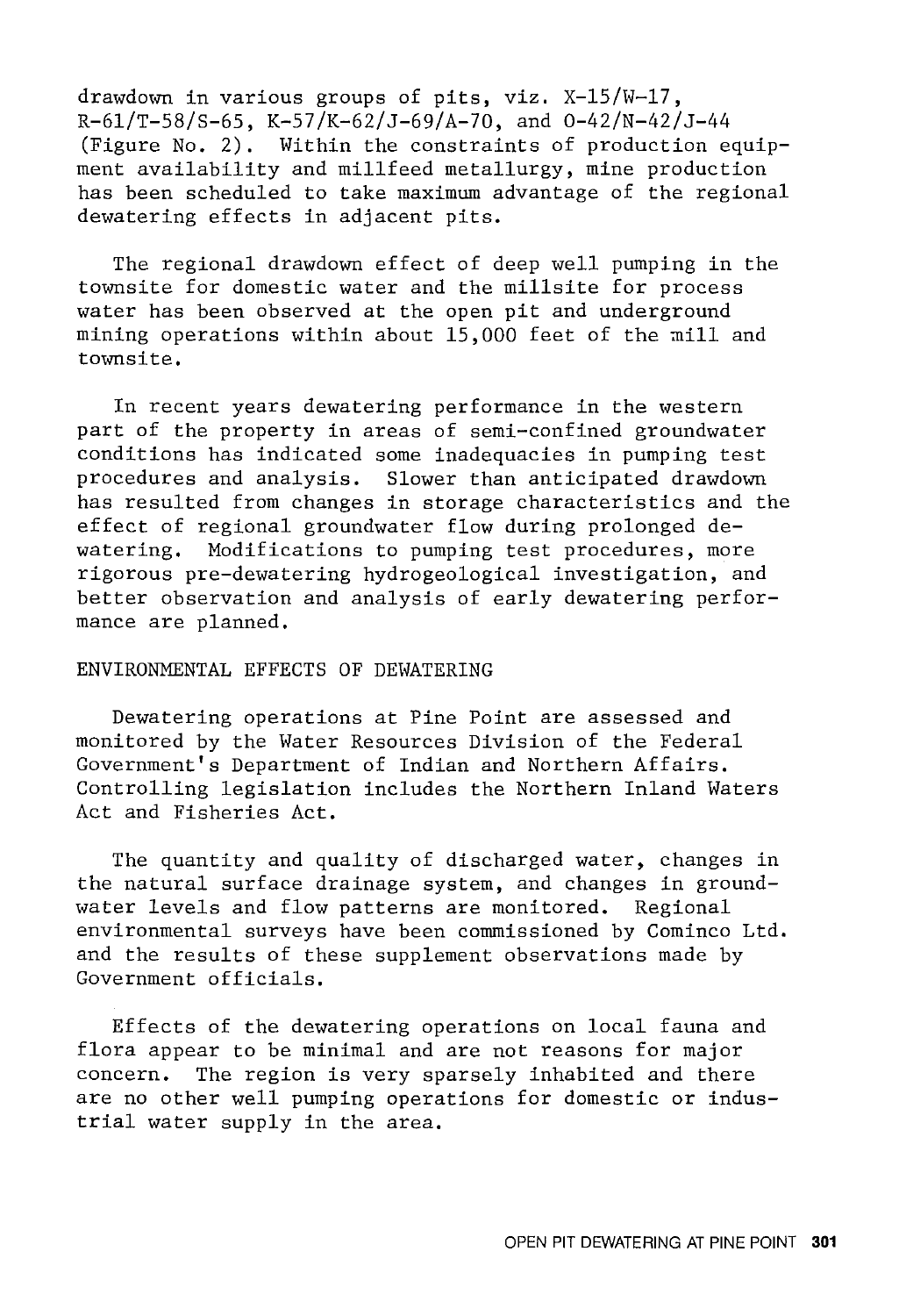drawdown in various groups of pits, viz. X-15/W-17, R-61/T-58/S-65, K-57/K-62/J-69/A-70, and O-42/N-42/J-44 (Figure No. 2). Within the constraints of production equipment availability and millfeed metallurgy, mine production has been scheduled to take maximum advantage of the regional dewatering effects in adjacent pits.

The regional drawdown effect of deep well pumping in the townsite for domestic water and the millsite for process water has been observed at the open pit and underground mining operations within about 15,000 feet of the mill and townsite.

In recent years dewatering performance in the western part of the property in areas of semi-confined groundwater conditions has indicated some inadequacies in pumping test procedures and analysis. Slower than anticipated drawdown has resulted from changes in storage characteristics and the effect of regional groundwater flow during prolonged dewatering. Modifications to pumping test procedures, more rigorous pre-dewatering hydrogeological investigation, and better observation and analysis of early dewatering performance are planned.

## ENVIRONMENTAL EFFECTS OF DEWATERING

Dewatering operations at Pine Point are assessed and monitored by the Water Resources Division of the Federal Government's Department of Indian and Northern Affairs. Controlling legislation includes the Northern Inland Waters Act and Fisheries Act.

The quantity and quality of discharged water, changes in the natural surface drainage system, and changes in groundwater levels and flow patterns are monitored. Regional environmental surveys have been commissioned by Cominco Ltd. and the results of these supplement observations made by Government officials.

Effects of the dewatering operations on local fauna and flora appear to be minimal and are not reasons for major concern. The region is very sparsely inhabited and there are no other well pumping operations for domestic or industrial water supply in the area.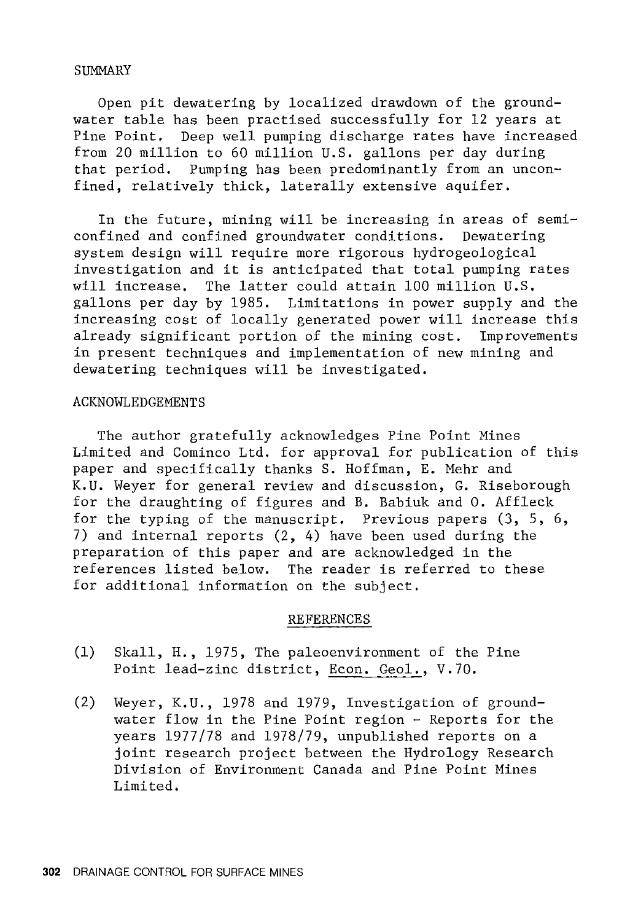## SUMMARY

Open pit dewatering by localized drawdown of the groundwater table has been practised successfully for 12 years at Pine Point. Deep well pumping discharge rates have increased from 20 million to 60 million U.S. gallons per day during that period. Pumping has been predominantly from an unconfined, relatively thick, laterally extensive aquifer.

In the future, mining will be increasing in areas of semi-confined and confined groundwater conditions. Dewatering system design will require more rigorous hydrogeological investigation and it is anticipated that total pumping rates will increase. The latter could attain 100 million U.S. gallons per day by 1985. Limitations in power supply and the increasing cost of locally generated power will increase this already significant portion of the mining cost. Improvements in present techniques and implementation of new mining and dewatering techniques will be investigated.

## ACKNOWLEDGEMENTS

The author gratefully acknowledges Pine Point Mines Limited and Cominco Ltd. for approval for publication of this paper and specifically thanks S. Hoffman, E. Mehr and K.U. Weyer for general review and discussion, G. Riseborough for the draughting of figures and B. Babiuk and O. Affleck for the typing of the manuscript. Previous papers (3, 5, 6, 7) and internal reports (2, 4) have been used during the preparation of this paper and are acknowledged in the references listed below. The reader is referred to these for additional information on the subject.

## REFERENCES

(1) Skall, H., 1975, The paleoenvironment of the Pine Point lead-zinc district, Econ. Geol., V.70.

(2) Weyer, K.U., 1978 and 1979, Investigation of groundwater flow in the Pine Point region - Reports for the years 1977/78 and 1978/79, unpublished reports on a joint research project between the Hydrology Research Division of Environment Canada and Pine Point Mines Limited.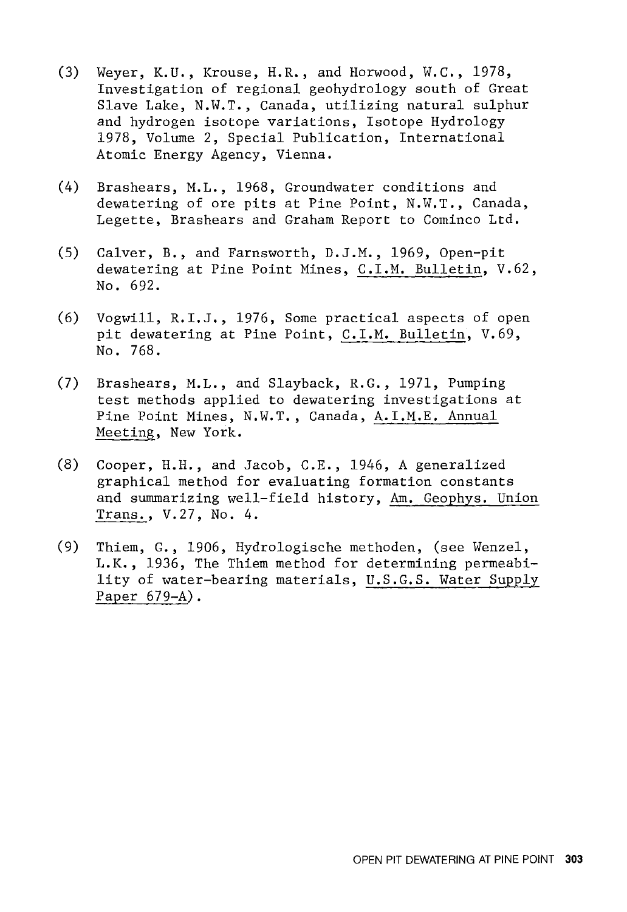(3) Weyer, K.U., Krouse, H.R., and Horwood, W.C., 1978, Investigation of regional geohydrology south of Great Slave Lake, N.W.T., Canada, utilizing natural sulphur and hydrogen isotope variations, Isotope Hydrology 1978, Volume 2, Special Publication, International Atomic Energy Agency, Vienna.

(4) Brashears, M.L., 1968, Groundwater conditions and dewatering of ore pits at Pine Point, N.W.T., Canada, Legette, Brashears and Graham Report to Cominco Ltd.

(5) Calver, B., and Farnsworth, D.J.M., 1969, Open-pit dewatering at Pine Point Mines, C.I.M. Bulletin, V.62, No. 692.

(6) Vogwill, R.I.J., 1976, Some practical aspects of open pit dewatering at Pine Point, C.I.M. Bulletin, V.69, No. 768.

(7) Brashears, M.L., and Slayback, R.G., 1971, Pumping test methods applied to dewatering investigations at Pine Point Mines, N.W.T., Canada, A.I.M.E. Annual Meeting, New York.

(8) Cooper, H.H., and Jacob, C.E., 1946, A generalized graphical method for evaluating formation constants and summarizing well-field history, Am. Geophys. Union Trans., V.27, No. 4.

(9) Thiem, G., 1906, Hydrologische methoden, (see Wenzel, L.K., 1936, The Thiem method for determining permeability of water-bearing materials, U.S.G.S. Water Supply Paper 679-A).